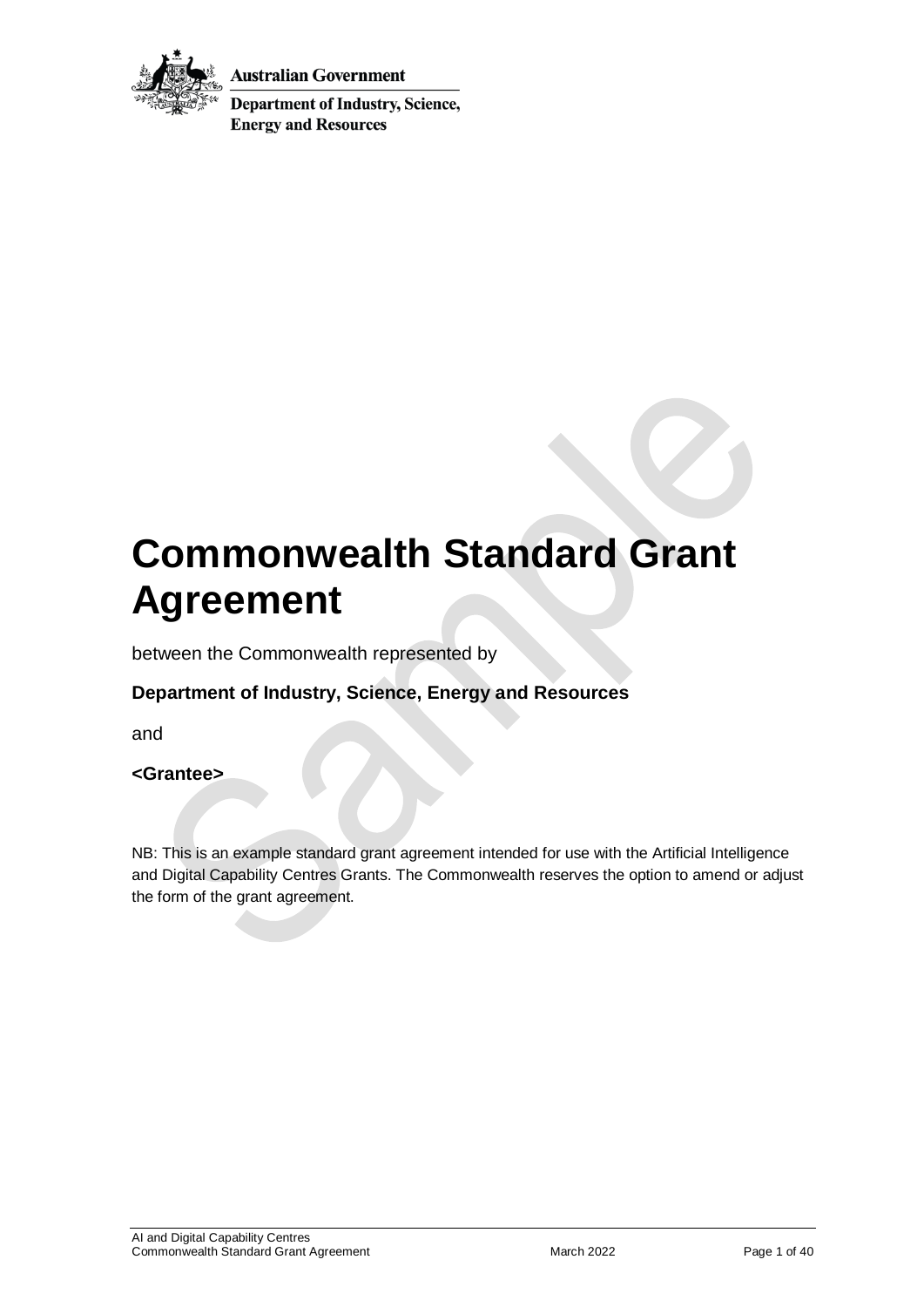Australian Government

Department of Industry, Science, Energy and Resources

# Commonwealth Standard Grant Agreement

between the Commonwealth represented by

**Department of Industry, Science, Energy and Resources**

and

**<Grantee>**

NB: This is an example standard grant agreement intended for use with the Artificial Intelligence and Digital Capability Centres Grants. The Commonwealth reserves the option to amend or adjust the form of the grant agreement.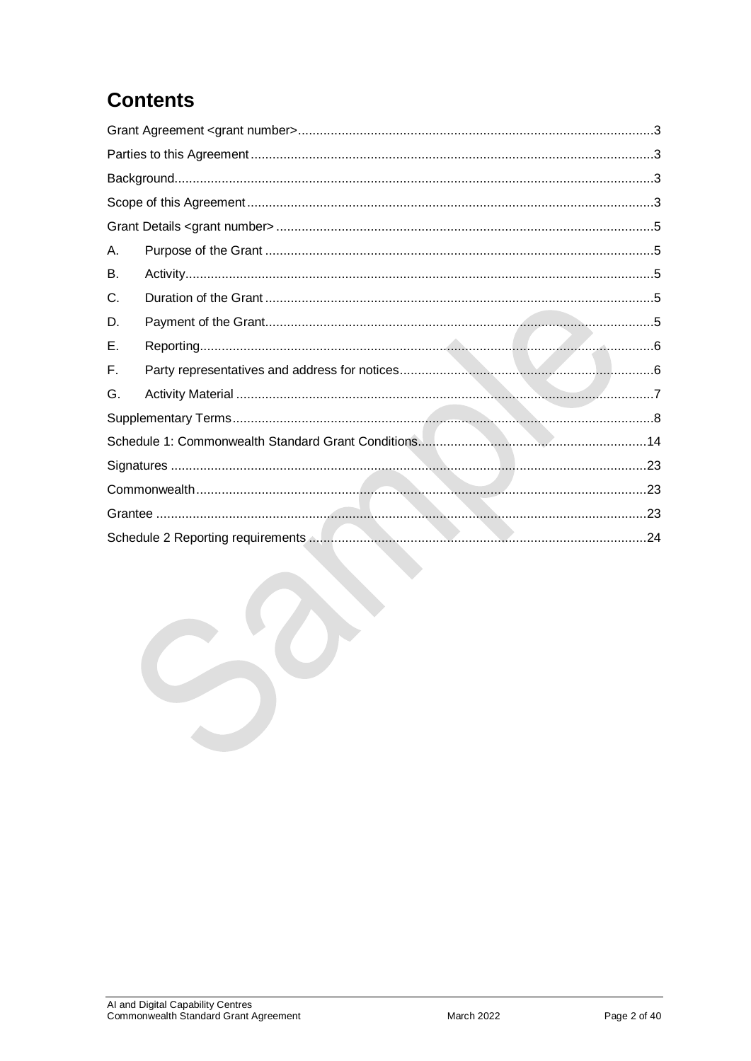# Contents

Grant Agreement <grant number>.....3

Parties to this Agreement.....3

Background.....3

Scope of this Agreement.....3

Grant Details <grant number>.....5

A. Purpose of the Grant.....5

B. Activity.....5

C. Duration of the Grant.....5

D. Payment of the Grant.....5

E. Reporting.....6

F. Party representatives and address for notices.....6

G. Activity Material.....7

Supplementary Terms.....8

Schedule 1: Commonwealth Standard Grant Conditions.....14

Signatures.....23

Commonwealth.....23

Grantee.....23

Schedule 2 Reporting requirements.....24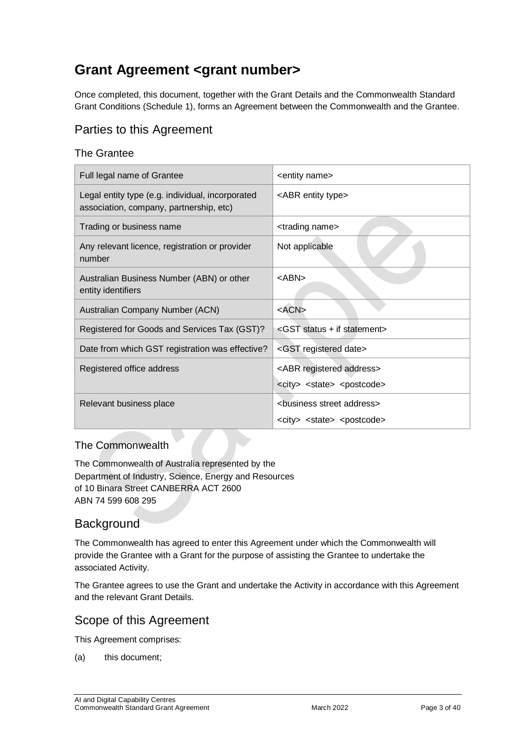# Grant Agreement <grant number>

Once completed, this document, together with the Grant Details and the Commonwealth Standard Grant Conditions (Schedule 1), forms an Agreement between the Commonwealth and the Grantee.

## Parties to this Agreement

### The Grantee

| Field | Details |
| --- | --- |
| Full legal name of Grantee | <entity name> |
| Legal entity type (e.g. individual, incorporated association, company, partnership, etc) | <ABR entity type> |
| Trading or business name | <trading name> |
| Any relevant licence, registration or provider number | Not applicable |
| Australian Business Number (ABN) or other entity identifiers | <ABN> |
| Australian Company Number (ACN) | <ACN> |
| Registered for Goods and Services Tax (GST)? | <GST status + if statement> |
| Date from which GST registration was effective? | <GST registered date> |
| Registered office address | <ABR registered address><br><city> <state> <postcode> |
| Relevant business place | <business street address><br><city> <state> <postcode> |

### The Commonwealth

The Commonwealth of Australia represented by the
Department of Industry, Science, Energy and Resources
of 10 Binara Street CANBERRA ACT 2600
ABN 74 599 608 295

## Background

The Commonwealth has agreed to enter this Agreement under which the Commonwealth will provide the Grantee with a Grant for the purpose of assisting the Grantee to undertake the associated Activity.

The Grantee agrees to use the Grant and undertake the Activity in accordance with this Agreement and the relevant Grant Details.

## Scope of this Agreement

This Agreement comprises:

(a) this document;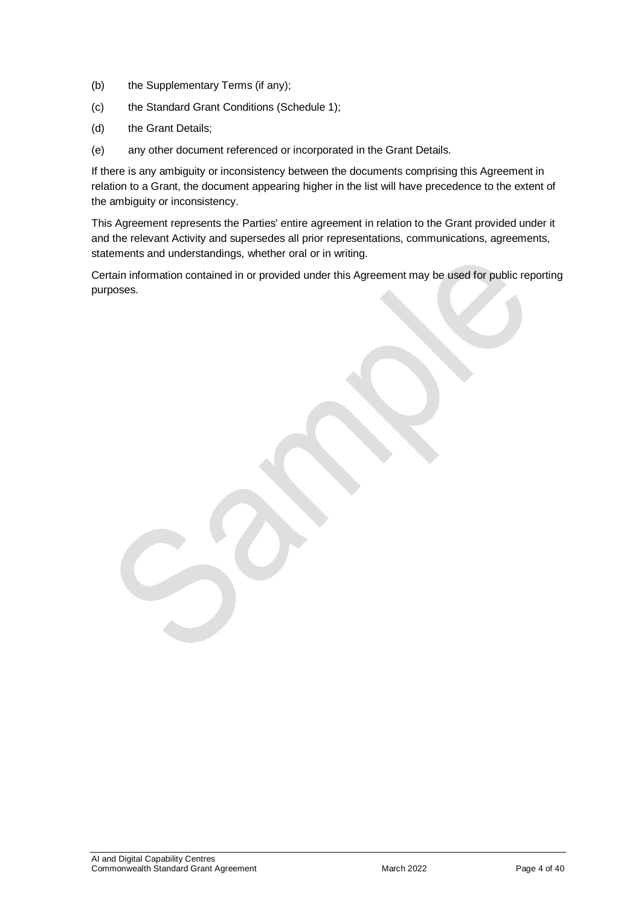(b) the Supplementary Terms (if any);

(c) the Standard Grant Conditions (Schedule 1);

(d) the Grant Details;

(e) any other document referenced or incorporated in the Grant Details.

If there is any ambiguity or inconsistency between the documents comprising this Agreement in relation to a Grant, the document appearing higher in the list will have precedence to the extent of the ambiguity or inconsistency.

This Agreement represents the Parties' entire agreement in relation to the Grant provided under it and the relevant Activity and supersedes all prior representations, communications, agreements, statements and understandings, whether oral or in writing.

Certain information contained in or provided under this Agreement may be used for public reporting purposes.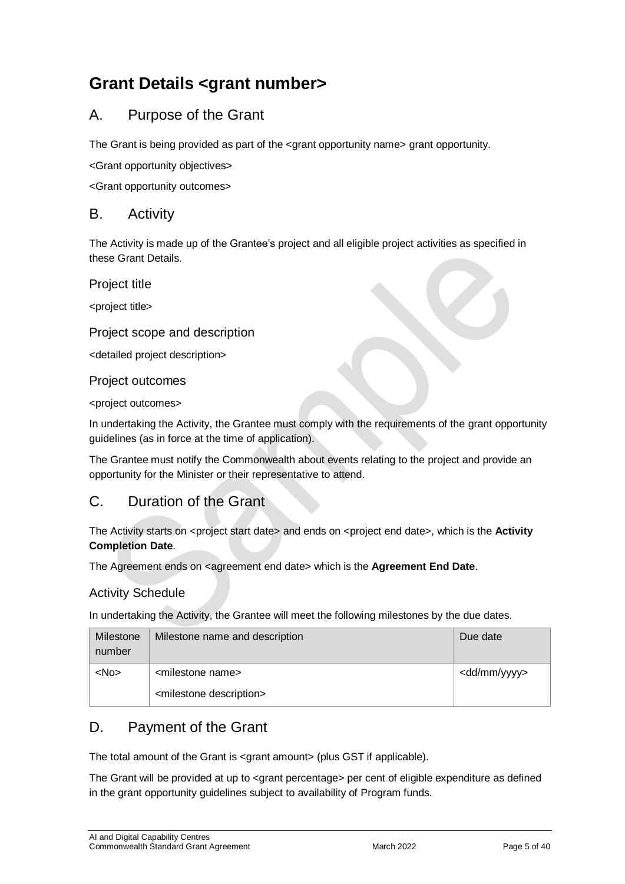# Grant Details <grant number>

## A. Purpose of the Grant

The Grant is being provided as part of the <grant opportunity name> grant opportunity.

<Grant opportunity objectives>

<Grant opportunity outcomes>

## B. Activity

The Activity is made up of the Grantee's project and all eligible project activities as specified in these Grant Details.

### Project title

<project title>

### Project scope and description

<detailed project description>

### Project outcomes

<project outcomes>

In undertaking the Activity, the Grantee must comply with the requirements of the grant opportunity guidelines (as in force at the time of application).

The Grantee must notify the Commonwealth about events relating to the project and provide an opportunity for the Minister or their representative to attend.

## C. Duration of the Grant

The Activity starts on <project start date> and ends on <project end date>, which is the **Activity Completion Date**.

The Agreement ends on <agreement end date> which is the **Agreement End Date**.

### Activity Schedule

In undertaking the Activity, the Grantee will meet the following milestones by the due dates.

| Milestone number | Milestone name and description | Due date |
|---|---|---|
| <No> | <milestone name><br><milestone description> | <dd/mm/yyyy> |

## D. Payment of the Grant

The total amount of the Grant is <grant amount> (plus GST if applicable).

The Grant will be provided at up to <grant percentage> per cent of eligible expenditure as defined in the grant opportunity guidelines subject to availability of Program funds.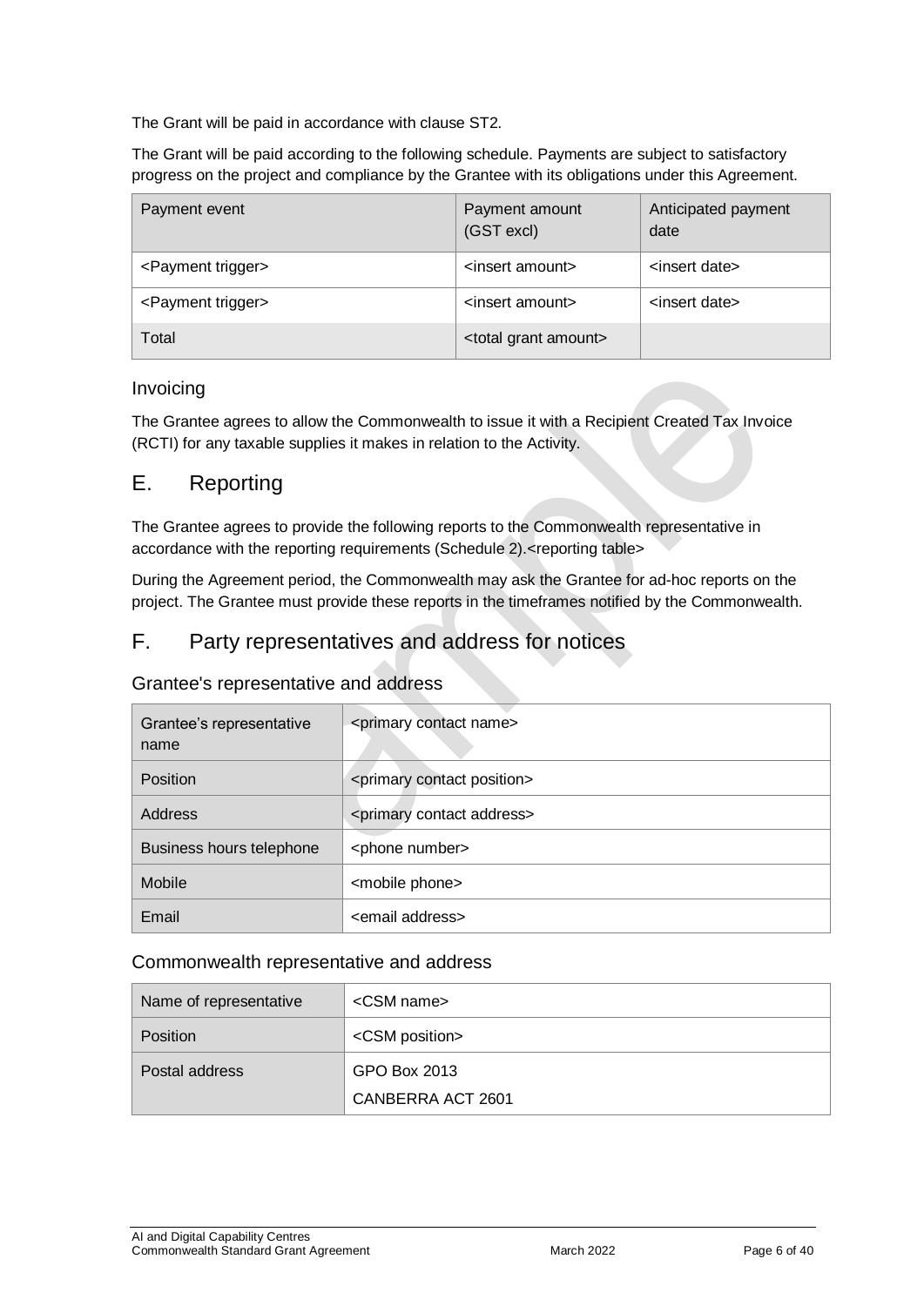The Grant will be paid in accordance with clause ST2.

The Grant will be paid according to the following schedule. Payments are subject to satisfactory progress on the project and compliance by the Grantee with its obligations under this Agreement.

| Payment event | Payment amount (GST excl) | Anticipated payment date |
|---|---|---|
| <Payment trigger> | <insert amount> | <insert date> |
| <Payment trigger> | <insert amount> | <insert date> |
| Total | <total grant amount> | |

### Invoicing

The Grantee agrees to allow the Commonwealth to issue it with a Recipient Created Tax Invoice (RCTI) for any taxable supplies it makes in relation to the Activity.

## E. Reporting

The Grantee agrees to provide the following reports to the Commonwealth representative in accordance with the reporting requirements (Schedule 2).<reporting table>

During the Agreement period, the Commonwealth may ask the Grantee for ad-hoc reports on the project. The Grantee must provide these reports in the timeframes notified by the Commonwealth.

## F. Party representatives and address for notices

### Grantee's representative and address

| Grantee's representative name | <primary contact name> |
|---|---|
| Position | <primary contact position> |
| Address | <primary contact address> |
| Business hours telephone | <phone number> |
| Mobile | <mobile phone> |
| Email | <email address> |

### Commonwealth representative and address

| Name of representative | <CSM name> |
|---|---|
| Position | <CSM position> |
| Postal address | GPO Box 2013<br>CANBERRA ACT 2601 |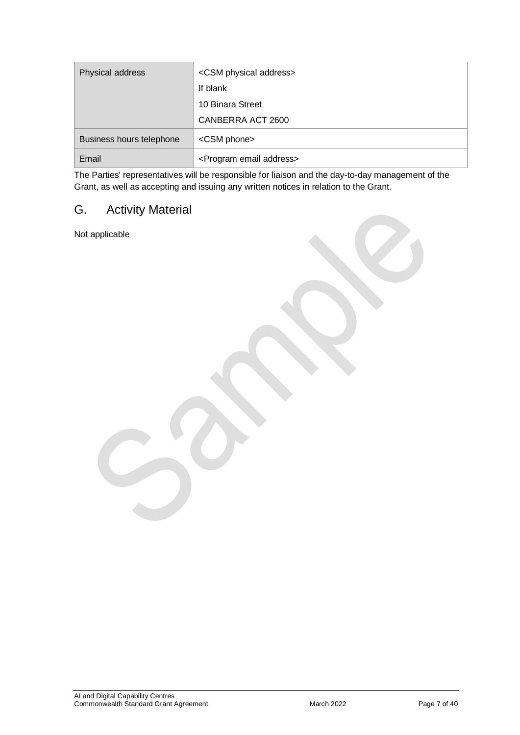| Physical address | <CSM physical address><br>If blank<br>10 Binara Street<br>CANBERRA ACT 2600 |
|---|---|
| Business hours telephone | <CSM phone> |
| Email | <Program email address> |

The Parties' representatives will be responsible for liaison and the day-to-day management of the Grant, as well as accepting and issuing any written notices in relation to the Grant.

## G. Activity Material

Not applicable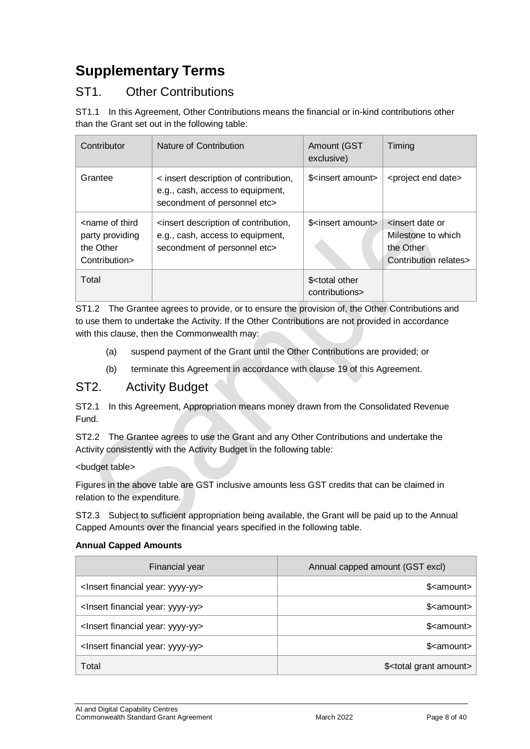# Supplementary Terms

## ST1. Other Contributions

ST1.1 In this Agreement, Other Contributions means the financial or in-kind contributions other than the Grant set out in the following table:

| Contributor | Nature of Contribution | Amount (GST exclusive) | Timing |
| --- | --- | --- | --- |
| Grantee | < insert description of contribution, e.g., cash, access to equipment, secondment of personnel etc> | $<insert amount> | <project end date> |
| <name of third party providing the Other Contribution> | <insert description of contribution, e.g., cash, access to equipment, secondment of personnel etc> | $<insert amount> | <insert date or Milestone to which the Other Contribution relates> |
| Total | | $<total other contributions> | |

ST1.2 The Grantee agrees to provide, or to ensure the provision of, the Other Contributions and to use them to undertake the Activity. If the Other Contributions are not provided in accordance with this clause, then the Commonwealth may:

(a) suspend payment of the Grant until the Other Contributions are provided; or

(b) terminate this Agreement in accordance with clause 19 of this Agreement.

## ST2. Activity Budget

ST2.1 In this Agreement, Appropriation means money drawn from the Consolidated Revenue Fund.

ST2.2 The Grantee agrees to use the Grant and any Other Contributions and undertake the Activity consistently with the Activity Budget in the following table:

<budget table>

Figures in the above table are GST inclusive amounts less GST credits that can be claimed in relation to the expenditure.

ST2.3 Subject to sufficient appropriation being available, the Grant will be paid up to the Annual Capped Amounts over the financial years specified in the following table.

**Annual Capped Amounts**

| Financial year | Annual capped amount (GST excl) |
| --- | ---: |
| <Insert financial year: yyyy-yy> | $<amount> |
| <Insert financial year: yyyy-yy> | $<amount> |
| <Insert financial year: yyyy-yy> | $<amount> |
| <Insert financial year: yyyy-yy> | $<amount> |
| Total | $<total grant amount> |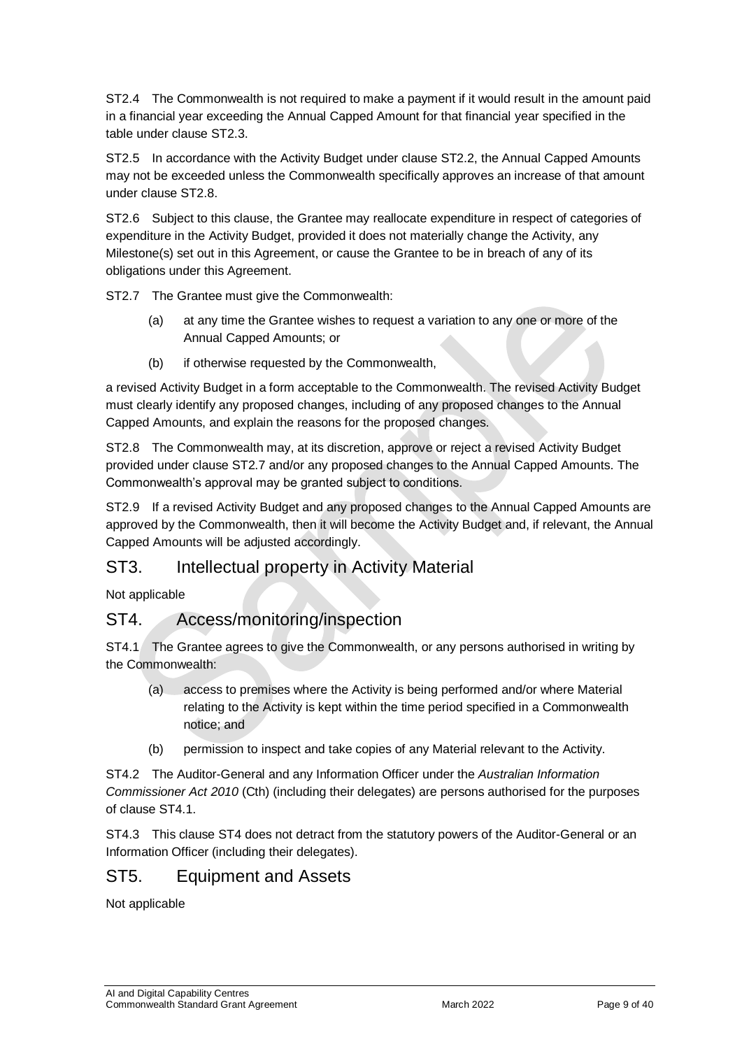ST2.4 The Commonwealth is not required to make a payment if it would result in the amount paid in a financial year exceeding the Annual Capped Amount for that financial year specified in the table under clause ST2.3.

ST2.5 In accordance with the Activity Budget under clause ST2.2, the Annual Capped Amounts may not be exceeded unless the Commonwealth specifically approves an increase of that amount under clause ST2.8.

ST2.6 Subject to this clause, the Grantee may reallocate expenditure in respect of categories of expenditure in the Activity Budget, provided it does not materially change the Activity, any Milestone(s) set out in this Agreement, or cause the Grantee to be in breach of any of its obligations under this Agreement.

ST2.7 The Grantee must give the Commonwealth:

(a) at any time the Grantee wishes to request a variation to any one or more of the Annual Capped Amounts; or

(b) if otherwise requested by the Commonwealth,

a revised Activity Budget in a form acceptable to the Commonwealth. The revised Activity Budget must clearly identify any proposed changes, including of any proposed changes to the Annual Capped Amounts, and explain the reasons for the proposed changes.

ST2.8 The Commonwealth may, at its discretion, approve or reject a revised Activity Budget provided under clause ST2.7 and/or any proposed changes to the Annual Capped Amounts. The Commonwealth's approval may be granted subject to conditions.

ST2.9 If a revised Activity Budget and any proposed changes to the Annual Capped Amounts are approved by the Commonwealth, then it will become the Activity Budget and, if relevant, the Annual Capped Amounts will be adjusted accordingly.

## ST3. Intellectual property in Activity Material

Not applicable

## ST4. Access/monitoring/inspection

ST4.1 The Grantee agrees to give the Commonwealth, or any persons authorised in writing by the Commonwealth:

(a) access to premises where the Activity is being performed and/or where Material relating to the Activity is kept within the time period specified in a Commonwealth notice; and

(b) permission to inspect and take copies of any Material relevant to the Activity.

ST4.2 The Auditor-General and any Information Officer under the *Australian Information Commissioner Act 2010* (Cth) (including their delegates) are persons authorised for the purposes of clause ST4.1.

ST4.3 This clause ST4 does not detract from the statutory powers of the Auditor-General or an Information Officer (including their delegates).

## ST5. Equipment and Assets

Not applicable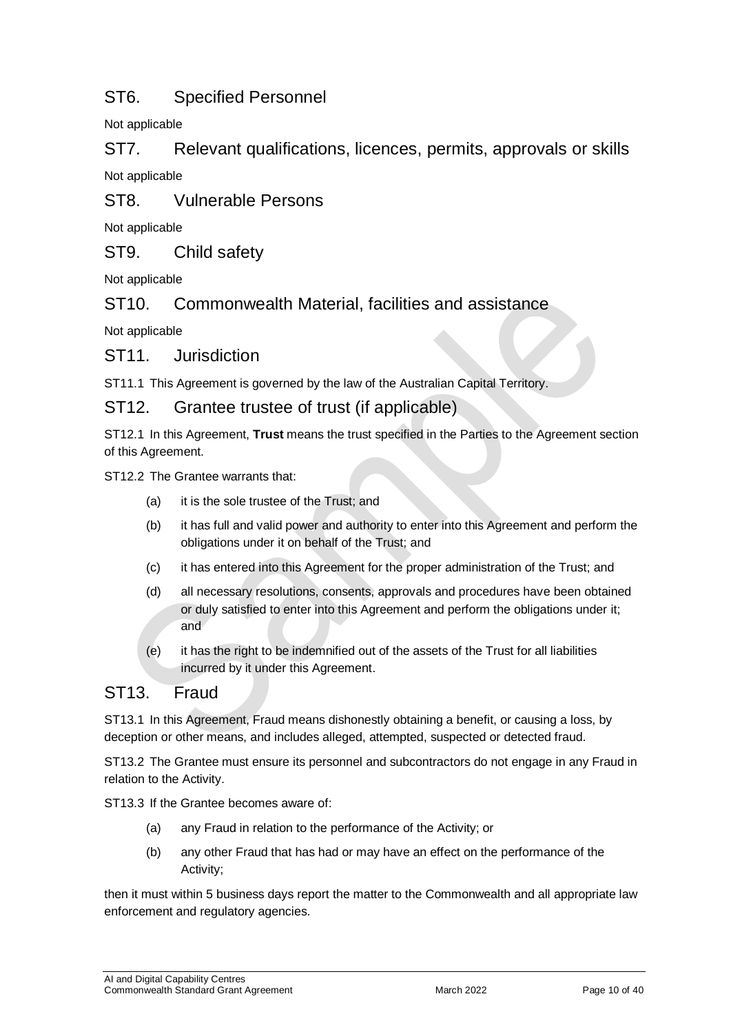## ST6. Specified Personnel

Not applicable

## ST7. Relevant qualifications, licences, permits, approvals or skills

Not applicable

## ST8. Vulnerable Persons

Not applicable

## ST9. Child safety

Not applicable

## ST10. Commonwealth Material, facilities and assistance

Not applicable

## ST11. Jurisdiction

ST11.1 This Agreement is governed by the law of the Australian Capital Territory.

## ST12. Grantee trustee of trust (if applicable)

ST12.1 In this Agreement, **Trust** means the trust specified in the Parties to the Agreement section of this Agreement.

ST12.2 The Grantee warrants that:

(a) it is the sole trustee of the Trust; and

(b) it has full and valid power and authority to enter into this Agreement and perform the obligations under it on behalf of the Trust; and

(c) it has entered into this Agreement for the proper administration of the Trust; and

(d) all necessary resolutions, consents, approvals and procedures have been obtained or duly satisfied to enter into this Agreement and perform the obligations under it; and

(e) it has the right to be indemnified out of the assets of the Trust for all liabilities incurred by it under this Agreement.

## ST13. Fraud

ST13.1 In this Agreement, Fraud means dishonestly obtaining a benefit, or causing a loss, by deception or other means, and includes alleged, attempted, suspected or detected fraud.

ST13.2 The Grantee must ensure its personnel and subcontractors do not engage in any Fraud in relation to the Activity.

ST13.3 If the Grantee becomes aware of:

(a) any Fraud in relation to the performance of the Activity; or

(b) any other Fraud that has had or may have an effect on the performance of the Activity;

then it must within 5 business days report the matter to the Commonwealth and all appropriate law enforcement and regulatory agencies.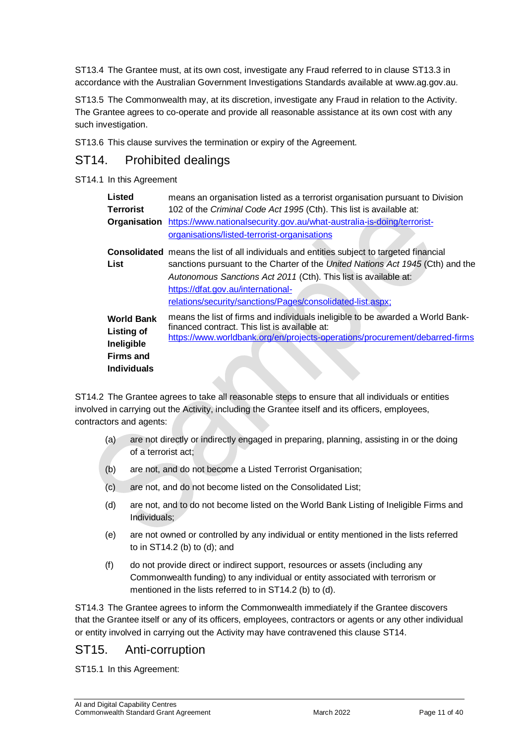ST13.4 The Grantee must, at its own cost, investigate any Fraud referred to in clause ST13.3 in accordance with the Australian Government Investigations Standards available at www.ag.gov.au.

ST13.5 The Commonwealth may, at its discretion, investigate any Fraud in relation to the Activity. The Grantee agrees to co-operate and provide all reasonable assistance at its own cost with any such investigation.

ST13.6 This clause survives the termination or expiry of the Agreement.

## ST14. Prohibited dealings

ST14.1 In this Agreement

| | |
|---|---|
| **Listed Terrorist Organisation** | means an organisation listed as a terrorist organisation pursuant to Division 102 of the *Criminal Code Act 1995* (Cth). This list is available at: https://www.nationalsecurity.gov.au/what-australia-is-doing/terrorist-organisations/listed-terrorist-organisations |
| **Consolidated List** | means the list of all individuals and entities subject to targeted financial sanctions pursuant to the Charter of the *United Nations Act 1945* (Cth) and the *Autonomous Sanctions Act 2011* (Cth). This list is available at: https://dfat.gov.au/international-relations/security/sanctions/Pages/consolidated-list.aspx; |
| **World Bank Listing of Ineligible Firms and Individuals** | means the list of firms and individuals ineligible to be awarded a World Bank-financed contract. This list is available at: https://www.worldbank.org/en/projects-operations/procurement/debarred-firms |

ST14.2 The Grantee agrees to take all reasonable steps to ensure that all individuals or entities involved in carrying out the Activity, including the Grantee itself and its officers, employees, contractors and agents:

(a) are not directly or indirectly engaged in preparing, planning, assisting in or the doing of a terrorist act;

(b) are not, and do not become a Listed Terrorist Organisation;

(c) are not, and do not become listed on the Consolidated List;

(d) are not, and to do not become listed on the World Bank Listing of Ineligible Firms and Individuals;

(e) are not owned or controlled by any individual or entity mentioned in the lists referred to in ST14.2 (b) to (d); and

(f) do not provide direct or indirect support, resources or assets (including any Commonwealth funding) to any individual or entity associated with terrorism or mentioned in the lists referred to in ST14.2 (b) to (d).

ST14.3 The Grantee agrees to inform the Commonwealth immediately if the Grantee discovers that the Grantee itself or any of its officers, employees, contractors or agents or any other individual or entity involved in carrying out the Activity may have contravened this clause ST14.

## ST15. Anti-corruption

ST15.1 In this Agreement: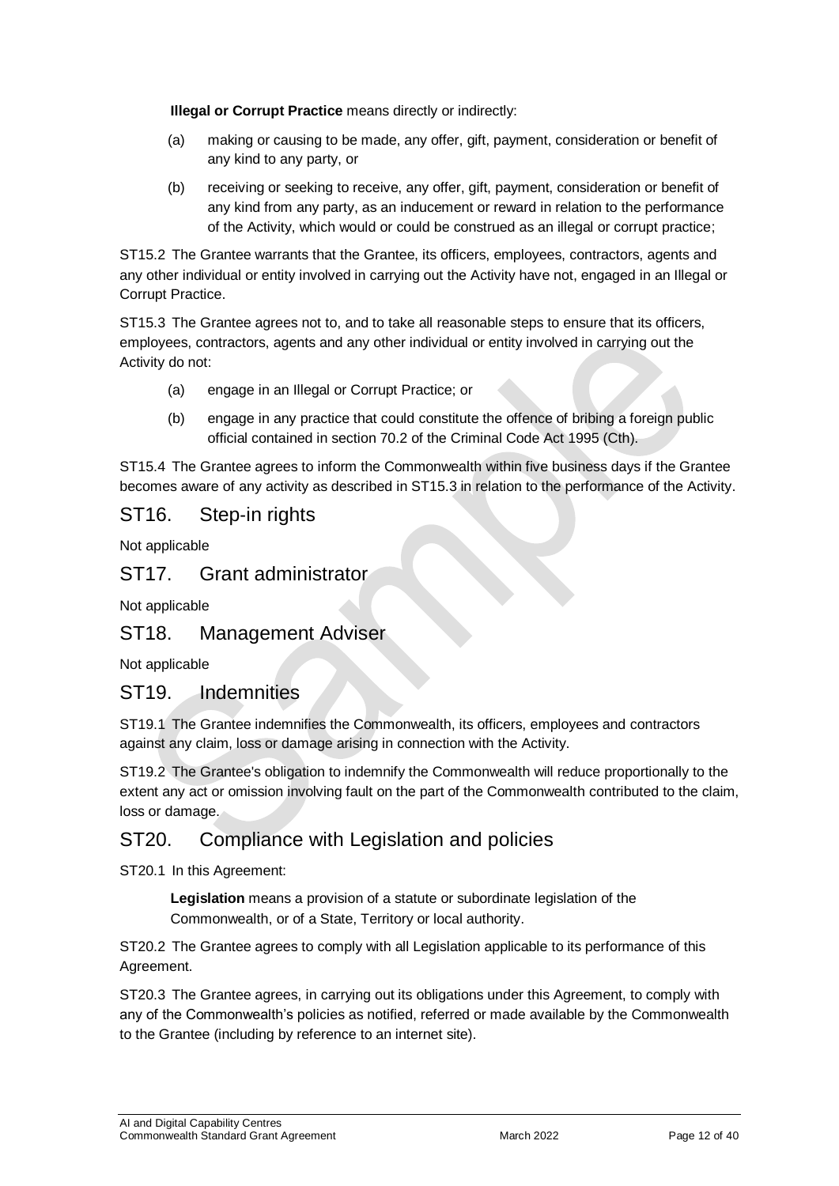**Illegal or Corrupt Practice** means directly or indirectly:

(a) making or causing to be made, any offer, gift, payment, consideration or benefit of any kind to any party, or

(b) receiving or seeking to receive, any offer, gift, payment, consideration or benefit of any kind from any party, as an inducement or reward in relation to the performance of the Activity, which would or could be construed as an illegal or corrupt practice;

ST15.2 The Grantee warrants that the Grantee, its officers, employees, contractors, agents and any other individual or entity involved in carrying out the Activity have not, engaged in an Illegal or Corrupt Practice.

ST15.3 The Grantee agrees not to, and to take all reasonable steps to ensure that its officers, employees, contractors, agents and any other individual or entity involved in carrying out the Activity do not:

(a) engage in an Illegal or Corrupt Practice; or

(b) engage in any practice that could constitute the offence of bribing a foreign public official contained in section 70.2 of the Criminal Code Act 1995 (Cth).

ST15.4 The Grantee agrees to inform the Commonwealth within five business days if the Grantee becomes aware of any activity as described in ST15.3 in relation to the performance of the Activity.

## ST16. Step-in rights

Not applicable

## ST17. Grant administrator

Not applicable

## ST18. Management Adviser

Not applicable

## ST19. Indemnities

ST19.1 The Grantee indemnifies the Commonwealth, its officers, employees and contractors against any claim, loss or damage arising in connection with the Activity.

ST19.2 The Grantee's obligation to indemnify the Commonwealth will reduce proportionally to the extent any act or omission involving fault on the part of the Commonwealth contributed to the claim, loss or damage.

## ST20. Compliance with Legislation and policies

ST20.1 In this Agreement:

**Legislation** means a provision of a statute or subordinate legislation of the Commonwealth, or of a State, Territory or local authority.

ST20.2 The Grantee agrees to comply with all Legislation applicable to its performance of this Agreement.

ST20.3 The Grantee agrees, in carrying out its obligations under this Agreement, to comply with any of the Commonwealth's policies as notified, referred or made available by the Commonwealth to the Grantee (including by reference to an internet site).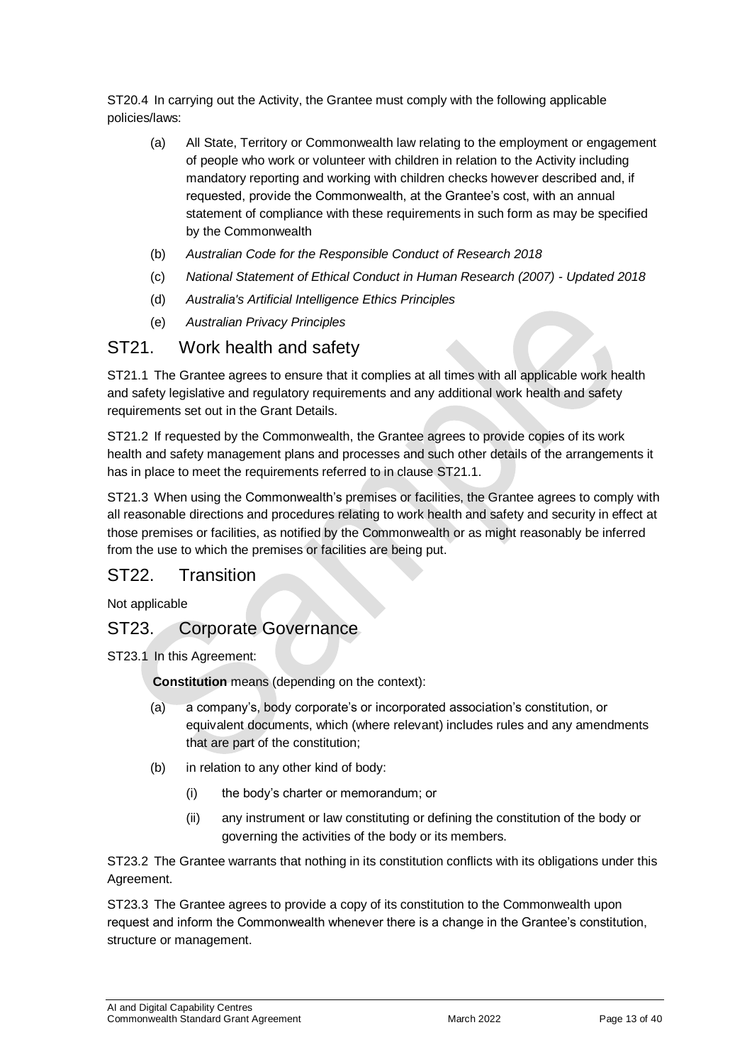ST20.4 In carrying out the Activity, the Grantee must comply with the following applicable policies/laws:

(a) All State, Territory or Commonwealth law relating to the employment or engagement of people who work or volunteer with children in relation to the Activity including mandatory reporting and working with children checks however described and, if requested, provide the Commonwealth, at the Grantee's cost, with an annual statement of compliance with these requirements in such form as may be specified by the Commonwealth

(b) *Australian Code for the Responsible Conduct of Research 2018*

(c) *National Statement of Ethical Conduct in Human Research (2007) - Updated 2018*

(d) *Australia's Artificial Intelligence Ethics Principles*

(e) *Australian Privacy Principles*

## ST21. Work health and safety

ST21.1 The Grantee agrees to ensure that it complies at all times with all applicable work health and safety legislative and regulatory requirements and any additional work health and safety requirements set out in the Grant Details.

ST21.2 If requested by the Commonwealth, the Grantee agrees to provide copies of its work health and safety management plans and processes and such other details of the arrangements it has in place to meet the requirements referred to in clause ST21.1.

ST21.3 When using the Commonwealth's premises or facilities, the Grantee agrees to comply with all reasonable directions and procedures relating to work health and safety and security in effect at those premises or facilities, as notified by the Commonwealth or as might reasonably be inferred from the use to which the premises or facilities are being put.

## ST22. Transition

Not applicable

## ST23. Corporate Governance

ST23.1 In this Agreement:

**Constitution** means (depending on the context):

(a) a company's, body corporate's or incorporated association's constitution, or equivalent documents, which (where relevant) includes rules and any amendments that are part of the constitution;

(b) in relation to any other kind of body:

(i) the body's charter or memorandum; or

(ii) any instrument or law constituting or defining the constitution of the body or governing the activities of the body or its members.

ST23.2 The Grantee warrants that nothing in its constitution conflicts with its obligations under this Agreement.

ST23.3 The Grantee agrees to provide a copy of its constitution to the Commonwealth upon request and inform the Commonwealth whenever there is a change in the Grantee's constitution, structure or management.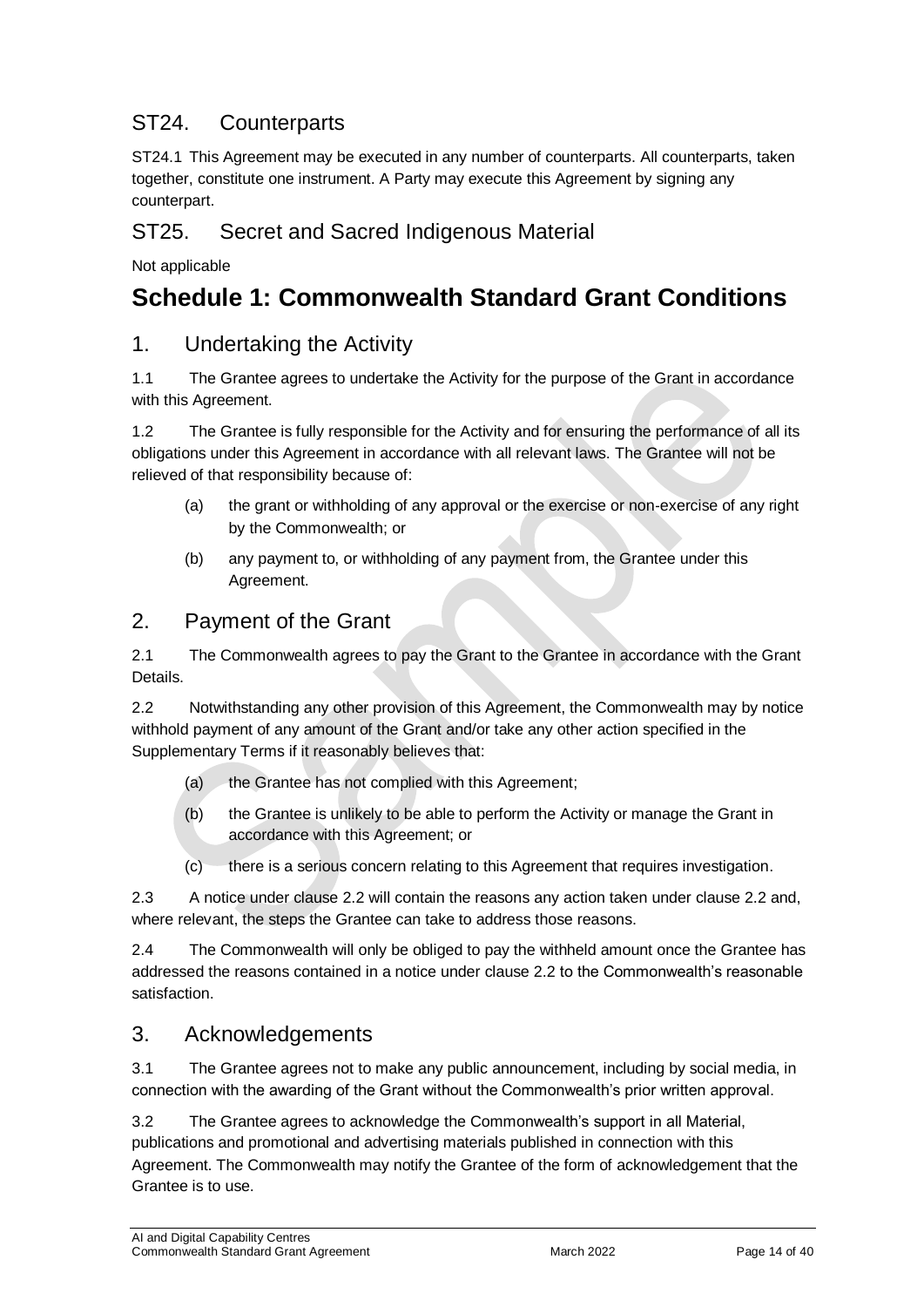## ST24. Counterparts

ST24.1 This Agreement may be executed in any number of counterparts. All counterparts, taken together, constitute one instrument. A Party may execute this Agreement by signing any counterpart.

## ST25. Secret and Sacred Indigenous Material

Not applicable

# Schedule 1: Commonwealth Standard Grant Conditions

## 1. Undertaking the Activity

1.1 The Grantee agrees to undertake the Activity for the purpose of the Grant in accordance with this Agreement.

1.2 The Grantee is fully responsible for the Activity and for ensuring the performance of all its obligations under this Agreement in accordance with all relevant laws. The Grantee will not be relieved of that responsibility because of:

(a) the grant or withholding of any approval or the exercise or non-exercise of any right by the Commonwealth; or

(b) any payment to, or withholding of any payment from, the Grantee under this Agreement.

## 2. Payment of the Grant

2.1 The Commonwealth agrees to pay the Grant to the Grantee in accordance with the Grant Details.

2.2 Notwithstanding any other provision of this Agreement, the Commonwealth may by notice withhold payment of any amount of the Grant and/or take any other action specified in the Supplementary Terms if it reasonably believes that:

(a) the Grantee has not complied with this Agreement;

(b) the Grantee is unlikely to be able to perform the Activity or manage the Grant in accordance with this Agreement; or

(c) there is a serious concern relating to this Agreement that requires investigation.

2.3 A notice under clause 2.2 will contain the reasons any action taken under clause 2.2 and, where relevant, the steps the Grantee can take to address those reasons.

2.4 The Commonwealth will only be obliged to pay the withheld amount once the Grantee has addressed the reasons contained in a notice under clause 2.2 to the Commonwealth's reasonable satisfaction.

## 3. Acknowledgements

3.1 The Grantee agrees not to make any public announcement, including by social media, in connection with the awarding of the Grant without the Commonwealth's prior written approval.

3.2 The Grantee agrees to acknowledge the Commonwealth's support in all Material, publications and promotional and advertising materials published in connection with this Agreement. The Commonwealth may notify the Grantee of the form of acknowledgement that the Grantee is to use.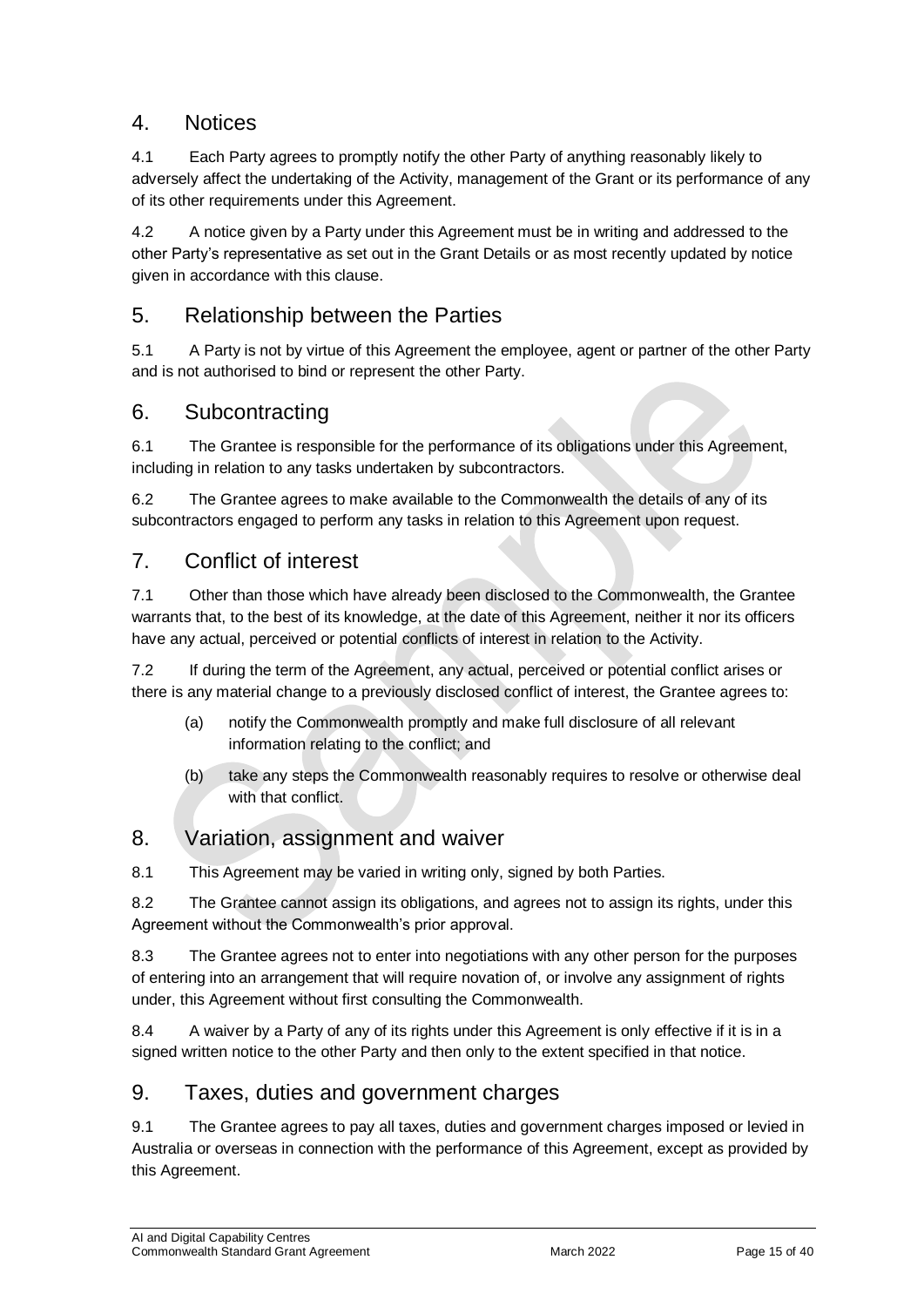## 4. Notices

4.1 Each Party agrees to promptly notify the other Party of anything reasonably likely to adversely affect the undertaking of the Activity, management of the Grant or its performance of any of its other requirements under this Agreement.

4.2 A notice given by a Party under this Agreement must be in writing and addressed to the other Party's representative as set out in the Grant Details or as most recently updated by notice given in accordance with this clause.

## 5. Relationship between the Parties

5.1 A Party is not by virtue of this Agreement the employee, agent or partner of the other Party and is not authorised to bind or represent the other Party.

## 6. Subcontracting

6.1 The Grantee is responsible for the performance of its obligations under this Agreement, including in relation to any tasks undertaken by subcontractors.

6.2 The Grantee agrees to make available to the Commonwealth the details of any of its subcontractors engaged to perform any tasks in relation to this Agreement upon request.

## 7. Conflict of interest

7.1 Other than those which have already been disclosed to the Commonwealth, the Grantee warrants that, to the best of its knowledge, at the date of this Agreement, neither it nor its officers have any actual, perceived or potential conflicts of interest in relation to the Activity.

7.2 If during the term of the Agreement, any actual, perceived or potential conflict arises or there is any material change to a previously disclosed conflict of interest, the Grantee agrees to:

(a) notify the Commonwealth promptly and make full disclosure of all relevant information relating to the conflict; and

(b) take any steps the Commonwealth reasonably requires to resolve or otherwise deal with that conflict.

## 8. Variation, assignment and waiver

8.1 This Agreement may be varied in writing only, signed by both Parties.

8.2 The Grantee cannot assign its obligations, and agrees not to assign its rights, under this Agreement without the Commonwealth's prior approval.

8.3 The Grantee agrees not to enter into negotiations with any other person for the purposes of entering into an arrangement that will require novation of, or involve any assignment of rights under, this Agreement without first consulting the Commonwealth.

8.4 A waiver by a Party of any of its rights under this Agreement is only effective if it is in a signed written notice to the other Party and then only to the extent specified in that notice.

## 9. Taxes, duties and government charges

9.1 The Grantee agrees to pay all taxes, duties and government charges imposed or levied in Australia or overseas in connection with the performance of this Agreement, except as provided by this Agreement.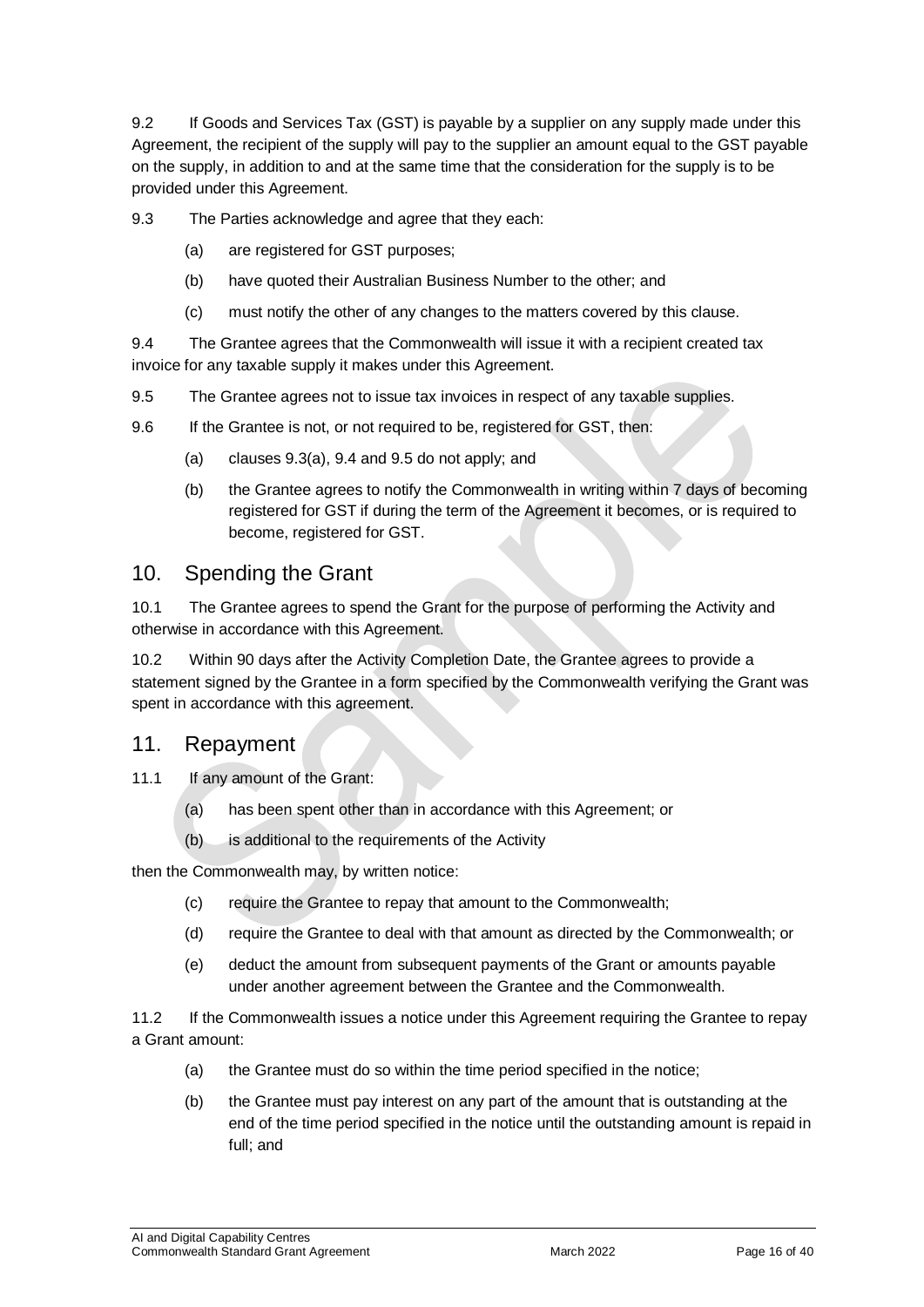9.2 If Goods and Services Tax (GST) is payable by a supplier on any supply made under this Agreement, the recipient of the supply will pay to the supplier an amount equal to the GST payable on the supply, in addition to and at the same time that the consideration for the supply is to be provided under this Agreement.

9.3 The Parties acknowledge and agree that they each:

(a) are registered for GST purposes;

(b) have quoted their Australian Business Number to the other; and

(c) must notify the other of any changes to the matters covered by this clause.

9.4 The Grantee agrees that the Commonwealth will issue it with a recipient created tax invoice for any taxable supply it makes under this Agreement.

9.5 The Grantee agrees not to issue tax invoices in respect of any taxable supplies.

9.6 If the Grantee is not, or not required to be, registered for GST, then:

(a) clauses 9.3(a), 9.4 and 9.5 do not apply; and

(b) the Grantee agrees to notify the Commonwealth in writing within 7 days of becoming registered for GST if during the term of the Agreement it becomes, or is required to become, registered for GST.

## 10. Spending the Grant

10.1 The Grantee agrees to spend the Grant for the purpose of performing the Activity and otherwise in accordance with this Agreement.

10.2 Within 90 days after the Activity Completion Date, the Grantee agrees to provide a statement signed by the Grantee in a form specified by the Commonwealth verifying the Grant was spent in accordance with this agreement.

## 11. Repayment

11.1 If any amount of the Grant:

(a) has been spent other than in accordance with this Agreement; or

(b) is additional to the requirements of the Activity

then the Commonwealth may, by written notice:

(c) require the Grantee to repay that amount to the Commonwealth;

(d) require the Grantee to deal with that amount as directed by the Commonwealth; or

(e) deduct the amount from subsequent payments of the Grant or amounts payable under another agreement between the Grantee and the Commonwealth.

11.2 If the Commonwealth issues a notice under this Agreement requiring the Grantee to repay a Grant amount:

(a) the Grantee must do so within the time period specified in the notice;

(b) the Grantee must pay interest on any part of the amount that is outstanding at the end of the time period specified in the notice until the outstanding amount is repaid in full; and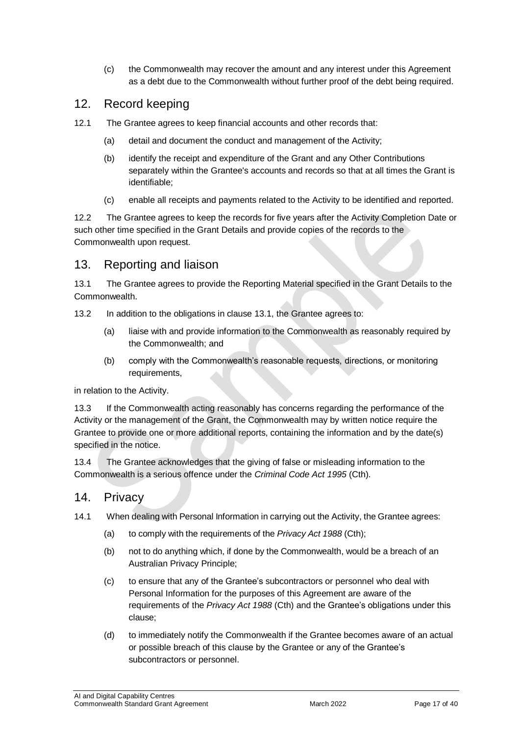(c) the Commonwealth may recover the amount and any interest under this Agreement as a debt due to the Commonwealth without further proof of the debt being required.

## 12. Record keeping

12.1 The Grantee agrees to keep financial accounts and other records that:

(a) detail and document the conduct and management of the Activity;

(b) identify the receipt and expenditure of the Grant and any Other Contributions separately within the Grantee's accounts and records so that at all times the Grant is identifiable;

(c) enable all receipts and payments related to the Activity to be identified and reported.

12.2 The Grantee agrees to keep the records for five years after the Activity Completion Date or such other time specified in the Grant Details and provide copies of the records to the Commonwealth upon request.

## 13. Reporting and liaison

13.1 The Grantee agrees to provide the Reporting Material specified in the Grant Details to the Commonwealth.

13.2 In addition to the obligations in clause 13.1, the Grantee agrees to:

(a) liaise with and provide information to the Commonwealth as reasonably required by the Commonwealth; and

(b) comply with the Commonwealth's reasonable requests, directions, or monitoring requirements,

in relation to the Activity.

13.3 If the Commonwealth acting reasonably has concerns regarding the performance of the Activity or the management of the Grant, the Commonwealth may by written notice require the Grantee to provide one or more additional reports, containing the information and by the date(s) specified in the notice.

13.4 The Grantee acknowledges that the giving of false or misleading information to the Commonwealth is a serious offence under the *Criminal Code Act 1995* (Cth).

## 14. Privacy

14.1 When dealing with Personal Information in carrying out the Activity, the Grantee agrees:

(a) to comply with the requirements of the *Privacy Act 1988* (Cth);

(b) not to do anything which, if done by the Commonwealth, would be a breach of an Australian Privacy Principle;

(c) to ensure that any of the Grantee's subcontractors or personnel who deal with Personal Information for the purposes of this Agreement are aware of the requirements of the *Privacy Act 1988* (Cth) and the Grantee's obligations under this clause;

(d) to immediately notify the Commonwealth if the Grantee becomes aware of an actual or possible breach of this clause by the Grantee or any of the Grantee's subcontractors or personnel.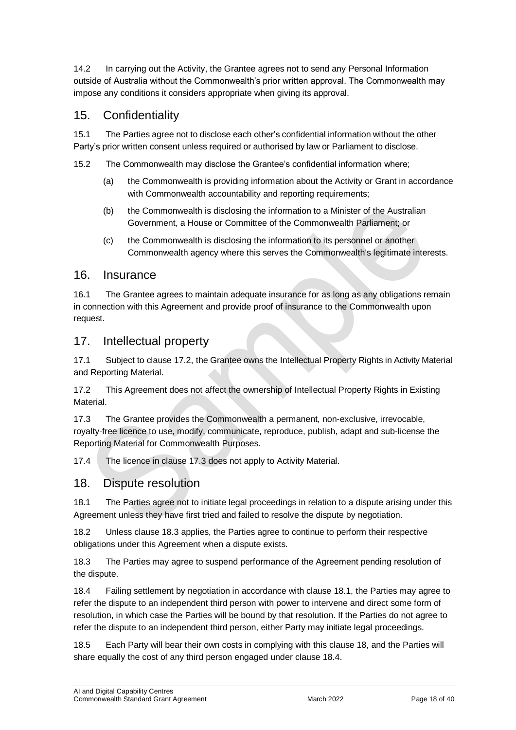14.2 In carrying out the Activity, the Grantee agrees not to send any Personal Information outside of Australia without the Commonwealth's prior written approval. The Commonwealth may impose any conditions it considers appropriate when giving its approval.

## 15. Confidentiality

15.1 The Parties agree not to disclose each other's confidential information without the other Party's prior written consent unless required or authorised by law or Parliament to disclose.

15.2 The Commonwealth may disclose the Grantee's confidential information where;

(a) the Commonwealth is providing information about the Activity or Grant in accordance with Commonwealth accountability and reporting requirements;

(b) the Commonwealth is disclosing the information to a Minister of the Australian Government, a House or Committee of the Commonwealth Parliament; or

(c) the Commonwealth is disclosing the information to its personnel or another Commonwealth agency where this serves the Commonwealth's legitimate interests.

## 16. Insurance

16.1 The Grantee agrees to maintain adequate insurance for as long as any obligations remain in connection with this Agreement and provide proof of insurance to the Commonwealth upon request.

## 17. Intellectual property

17.1 Subject to clause 17.2, the Grantee owns the Intellectual Property Rights in Activity Material and Reporting Material.

17.2 This Agreement does not affect the ownership of Intellectual Property Rights in Existing Material.

17.3 The Grantee provides the Commonwealth a permanent, non-exclusive, irrevocable, royalty-free licence to use, modify, communicate, reproduce, publish, adapt and sub-license the Reporting Material for Commonwealth Purposes.

17.4 The licence in clause 17.3 does not apply to Activity Material.

## 18. Dispute resolution

18.1 The Parties agree not to initiate legal proceedings in relation to a dispute arising under this Agreement unless they have first tried and failed to resolve the dispute by negotiation.

18.2 Unless clause 18.3 applies, the Parties agree to continue to perform their respective obligations under this Agreement when a dispute exists.

18.3 The Parties may agree to suspend performance of the Agreement pending resolution of the dispute.

18.4 Failing settlement by negotiation in accordance with clause 18.1, the Parties may agree to refer the dispute to an independent third person with power to intervene and direct some form of resolution, in which case the Parties will be bound by that resolution. If the Parties do not agree to refer the dispute to an independent third person, either Party may initiate legal proceedings.

18.5 Each Party will bear their own costs in complying with this clause 18, and the Parties will share equally the cost of any third person engaged under clause 18.4.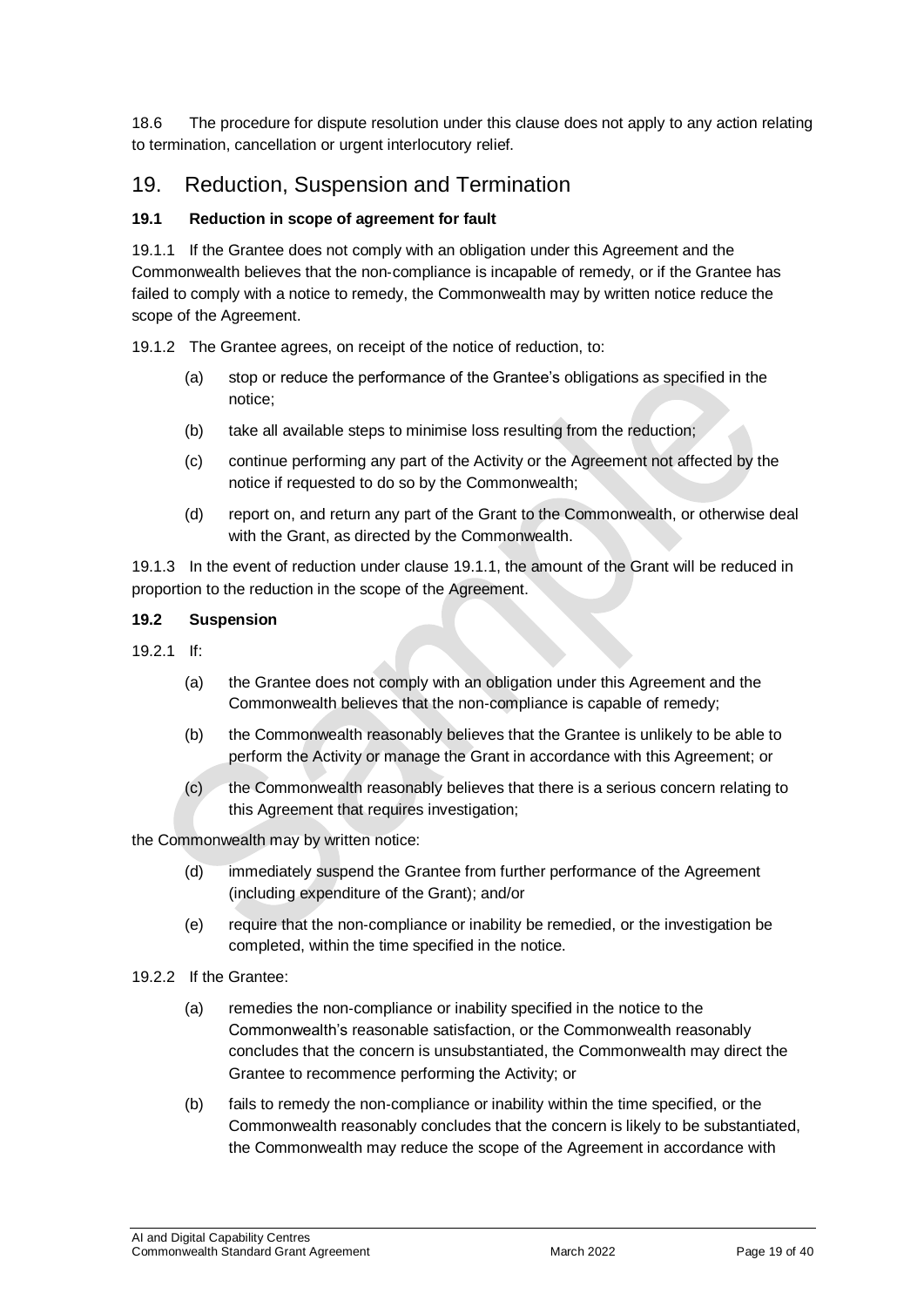18.6 The procedure for dispute resolution under this clause does not apply to any action relating to termination, cancellation or urgent interlocutory relief.

## 19. Reduction, Suspension and Termination

### 19.1 Reduction in scope of agreement for fault

19.1.1 If the Grantee does not comply with an obligation under this Agreement and the Commonwealth believes that the non-compliance is incapable of remedy, or if the Grantee has failed to comply with a notice to remedy, the Commonwealth may by written notice reduce the scope of the Agreement.

19.1.2 The Grantee agrees, on receipt of the notice of reduction, to:

- (a) stop or reduce the performance of the Grantee's obligations as specified in the notice;
- (b) take all available steps to minimise loss resulting from the reduction;
- (c) continue performing any part of the Activity or the Agreement not affected by the notice if requested to do so by the Commonwealth;
- (d) report on, and return any part of the Grant to the Commonwealth, or otherwise deal with the Grant, as directed by the Commonwealth.

19.1.3 In the event of reduction under clause 19.1.1, the amount of the Grant will be reduced in proportion to the reduction in the scope of the Agreement.

### 19.2 Suspension

19.2.1 If:

- (a) the Grantee does not comply with an obligation under this Agreement and the Commonwealth believes that the non-compliance is capable of remedy;
- (b) the Commonwealth reasonably believes that the Grantee is unlikely to be able to perform the Activity or manage the Grant in accordance with this Agreement; or
- (c) the Commonwealth reasonably believes that there is a serious concern relating to this Agreement that requires investigation;

the Commonwealth may by written notice:

- (d) immediately suspend the Grantee from further performance of the Agreement (including expenditure of the Grant); and/or
- (e) require that the non-compliance or inability be remedied, or the investigation be completed, within the time specified in the notice.

19.2.2 If the Grantee:

- (a) remedies the non-compliance or inability specified in the notice to the Commonwealth's reasonable satisfaction, or the Commonwealth reasonably concludes that the concern is unsubstantiated, the Commonwealth may direct the Grantee to recommence performing the Activity; or
- (b) fails to remedy the non-compliance or inability within the time specified, or the Commonwealth reasonably concludes that the concern is likely to be substantiated, the Commonwealth may reduce the scope of the Agreement in accordance with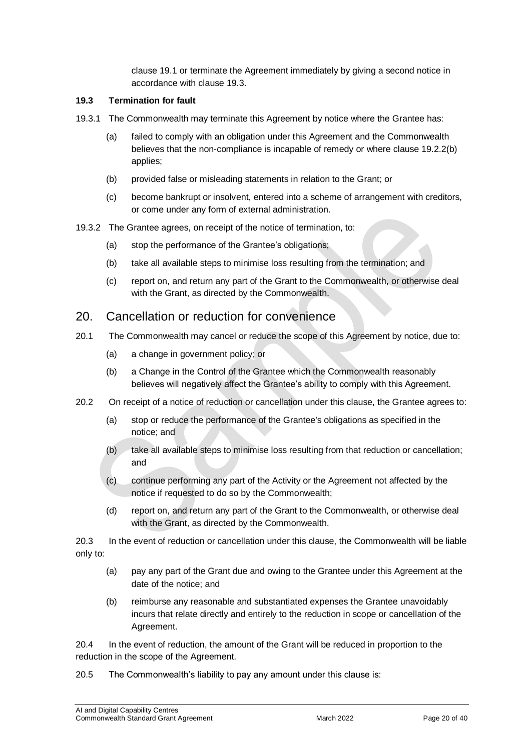clause 19.1 or terminate the Agreement immediately by giving a second notice in accordance with clause 19.3.

**19.3 Termination for fault**

19.3.1 The Commonwealth may terminate this Agreement by notice where the Grantee has:

(a) failed to comply with an obligation under this Agreement and the Commonwealth believes that the non-compliance is incapable of remedy or where clause 19.2.2(b) applies;

(b) provided false or misleading statements in relation to the Grant; or

(c) become bankrupt or insolvent, entered into a scheme of arrangement with creditors, or come under any form of external administration.

19.3.2 The Grantee agrees, on receipt of the notice of termination, to:

(a) stop the performance of the Grantee's obligations;

(b) take all available steps to minimise loss resulting from the termination; and

(c) report on, and return any part of the Grant to the Commonwealth, or otherwise deal with the Grant, as directed by the Commonwealth.

## 20. Cancellation or reduction for convenience

20.1 The Commonwealth may cancel or reduce the scope of this Agreement by notice, due to:

(a) a change in government policy; or

(b) a Change in the Control of the Grantee which the Commonwealth reasonably believes will negatively affect the Grantee's ability to comply with this Agreement.

20.2 On receipt of a notice of reduction or cancellation under this clause, the Grantee agrees to:

(a) stop or reduce the performance of the Grantee's obligations as specified in the notice; and

(b) take all available steps to minimise loss resulting from that reduction or cancellation; and

(c) continue performing any part of the Activity or the Agreement not affected by the notice if requested to do so by the Commonwealth;

(d) report on, and return any part of the Grant to the Commonwealth, or otherwise deal with the Grant, as directed by the Commonwealth.

20.3 In the event of reduction or cancellation under this clause, the Commonwealth will be liable only to:

(a) pay any part of the Grant due and owing to the Grantee under this Agreement at the date of the notice; and

(b) reimburse any reasonable and substantiated expenses the Grantee unavoidably incurs that relate directly and entirely to the reduction in scope or cancellation of the Agreement.

20.4 In the event of reduction, the amount of the Grant will be reduced in proportion to the reduction in the scope of the Agreement.

20.5 The Commonwealth's liability to pay any amount under this clause is: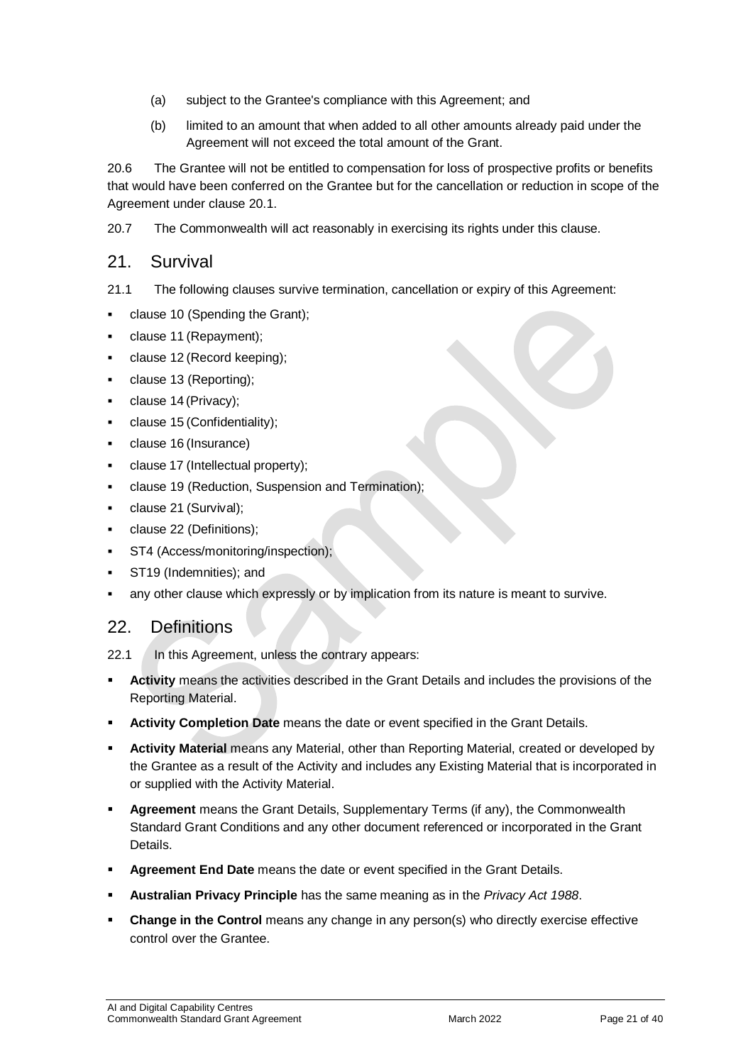(a) subject to the Grantee's compliance with this Agreement; and

(b) limited to an amount that when added to all other amounts already paid under the Agreement will not exceed the total amount of the Grant.

20.6 The Grantee will not be entitled to compensation for loss of prospective profits or benefits that would have been conferred on the Grantee but for the cancellation or reduction in scope of the Agreement under clause 20.1.

20.7 The Commonwealth will act reasonably in exercising its rights under this clause.

## 21. Survival

21.1 The following clauses survive termination, cancellation or expiry of this Agreement:

- clause 10 (Spending the Grant);
- clause 11 (Repayment);
- clause 12 (Record keeping);
- clause 13 (Reporting);
- clause 14 (Privacy);
- clause 15 (Confidentiality);
- clause 16 (Insurance)
- clause 17 (Intellectual property);
- clause 19 (Reduction, Suspension and Termination);
- clause 21 (Survival);
- clause 22 (Definitions);
- ST4 (Access/monitoring/inspection);
- ST19 (Indemnities); and
- any other clause which expressly or by implication from its nature is meant to survive.

## 22. Definitions

22.1 In this Agreement, unless the contrary appears:

- **Activity** means the activities described in the Grant Details and includes the provisions of the Reporting Material.
- **Activity Completion Date** means the date or event specified in the Grant Details.
- **Activity Material** means any Material, other than Reporting Material, created or developed by the Grantee as a result of the Activity and includes any Existing Material that is incorporated in or supplied with the Activity Material.
- **Agreement** means the Grant Details, Supplementary Terms (if any), the Commonwealth Standard Grant Conditions and any other document referenced or incorporated in the Grant Details.
- **Agreement End Date** means the date or event specified in the Grant Details.
- **Australian Privacy Principle** has the same meaning as in the *Privacy Act 1988*.
- **Change in the Control** means any change in any person(s) who directly exercise effective control over the Grantee.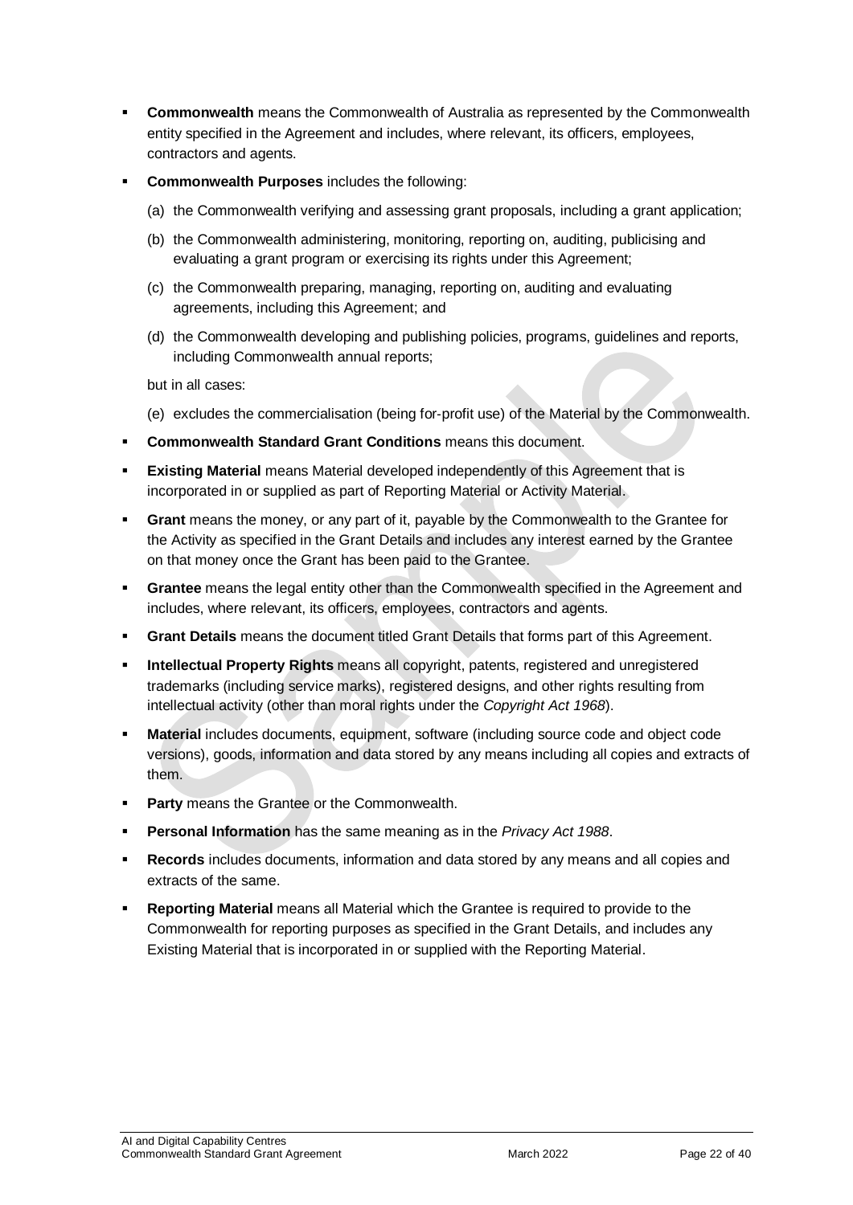- **Commonwealth** means the Commonwealth of Australia as represented by the Commonwealth entity specified in the Agreement and includes, where relevant, its officers, employees, contractors and agents.
- **Commonwealth Purposes** includes the following:
  - (a) the Commonwealth verifying and assessing grant proposals, including a grant application;
  - (b) the Commonwealth administering, monitoring, reporting on, auditing, publicising and evaluating a grant program or exercising its rights under this Agreement;
  - (c) the Commonwealth preparing, managing, reporting on, auditing and evaluating agreements, including this Agreement; and
  - (d) the Commonwealth developing and publishing policies, programs, guidelines and reports, including Commonwealth annual reports;

  but in all cases:

  - (e) excludes the commercialisation (being for-profit use) of the Material by the Commonwealth.
- **Commonwealth Standard Grant Conditions** means this document.
- **Existing Material** means Material developed independently of this Agreement that is incorporated in or supplied as part of Reporting Material or Activity Material.
- **Grant** means the money, or any part of it, payable by the Commonwealth to the Grantee for the Activity as specified in the Grant Details and includes any interest earned by the Grantee on that money once the Grant has been paid to the Grantee.
- **Grantee** means the legal entity other than the Commonwealth specified in the Agreement and includes, where relevant, its officers, employees, contractors and agents.
- **Grant Details** means the document titled Grant Details that forms part of this Agreement.
- **Intellectual Property Rights** means all copyright, patents, registered and unregistered trademarks (including service marks), registered designs, and other rights resulting from intellectual activity (other than moral rights under the *Copyright Act 1968*).
- **Material** includes documents, equipment, software (including source code and object code versions), goods, information and data stored by any means including all copies and extracts of them.
- **Party** means the Grantee or the Commonwealth.
- **Personal Information** has the same meaning as in the *Privacy Act 1988*.
- **Records** includes documents, information and data stored by any means and all copies and extracts of the same.
- **Reporting Material** means all Material which the Grantee is required to provide to the Commonwealth for reporting purposes as specified in the Grant Details, and includes any Existing Material that is incorporated in or supplied with the Reporting Material.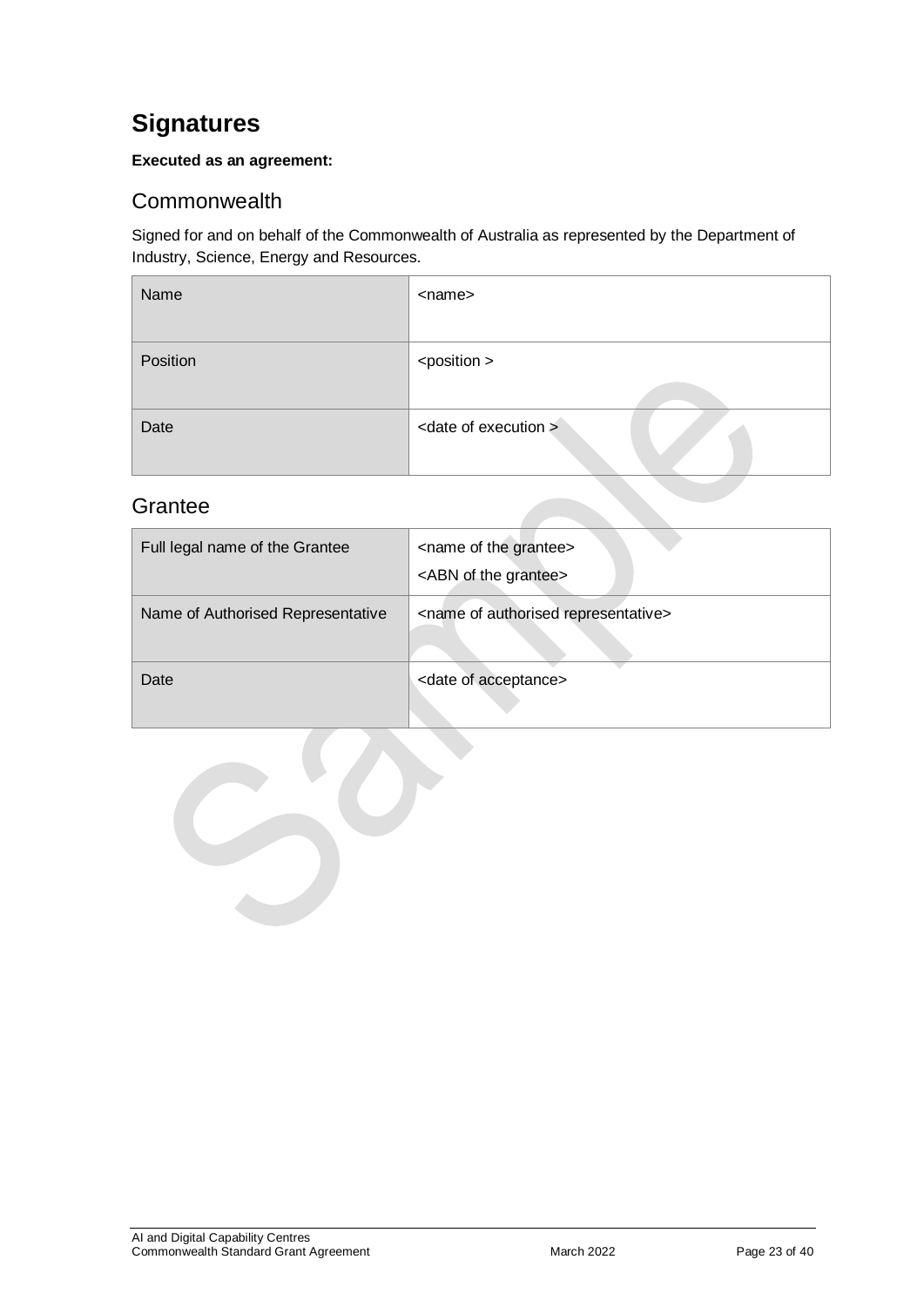# Signatures

**Executed as an agreement:**

## Commonwealth

Signed for and on behalf of the Commonwealth of Australia as represented by the Department of Industry, Science, Energy and Resources.

| Name | <name> |
|---|---|
| Position | <position > |
| Date | <date of execution > |

## Grantee

| Full legal name of the Grantee | <name of the grantee><br><ABN of the grantee> |
|---|---|
| Name of Authorised Representative | <name of authorised representative> |
| Date | <date of acceptance> |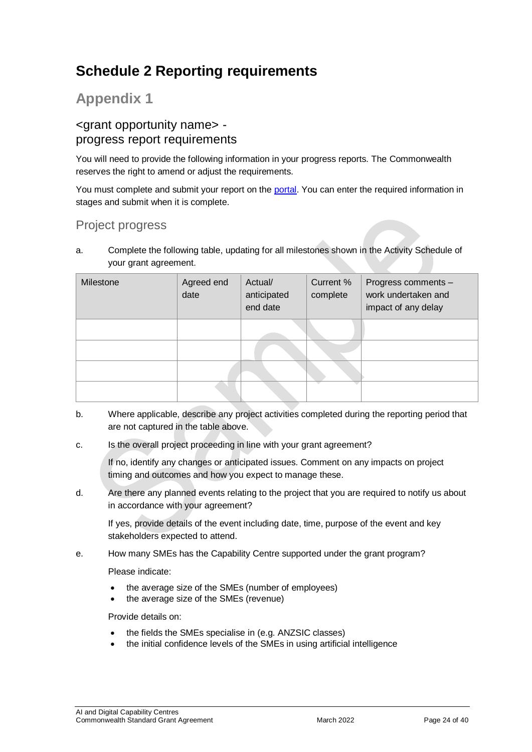# Schedule 2 Reporting requirements

## Appendix 1

### <grant opportunity name> - progress report requirements

You will need to provide the following information in your progress reports. The Commonwealth reserves the right to amend or adjust the requirements.

You must complete and submit your report on the portal. You can enter the required information in stages and submit when it is complete.

### Project progress

a. Complete the following table, updating for all milestones shown in the Activity Schedule of your grant agreement.

| Milestone | Agreed end date | Actual/ anticipated end date | Current % complete | Progress comments – work undertaken and impact of any delay |
|---|---|---|---|---|
| | | | | |
| | | | | |
| | | | | |
| | | | | |

b. Where applicable, describe any project activities completed during the reporting period that are not captured in the table above.

c. Is the overall project proceeding in line with your grant agreement?

   If no, identify any changes or anticipated issues. Comment on any impacts on project timing and outcomes and how you expect to manage these.

d. Are there any planned events relating to the project that you are required to notify us about in accordance with your agreement?

   If yes, provide details of the event including date, time, purpose of the event and key stakeholders expected to attend.

e. How many SMEs has the Capability Centre supported under the grant program?

   Please indicate:

   - the average size of the SMEs (number of employees)
   - the average size of the SMEs (revenue)

   Provide details on:

   - the fields the SMEs specialise in (e.g. ANZSIC classes)
   - the initial confidence levels of the SMEs in using artificial intelligence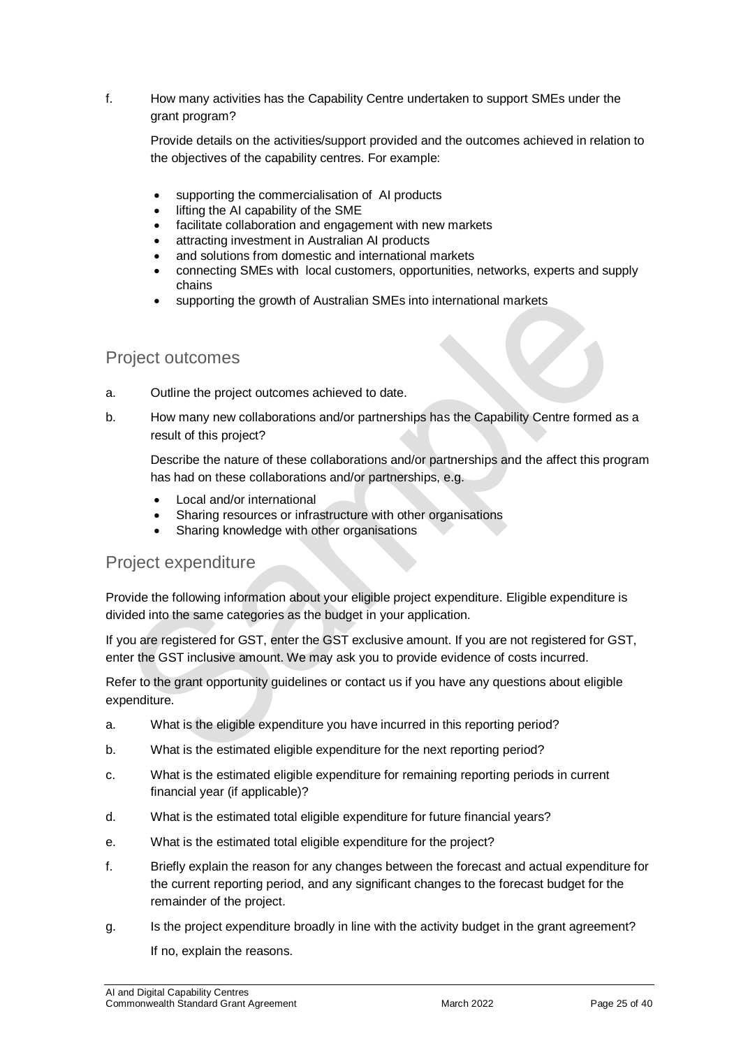f. How many activities has the Capability Centre undertaken to support SMEs under the grant program?

   Provide details on the activities/support provided and the outcomes achieved in relation to the objectives of the capability centres. For example:

   - supporting the commercialisation of AI products
   - lifting the AI capability of the SME
   - facilitate collaboration and engagement with new markets
   - attracting investment in Australian AI products
   - and solutions from domestic and international markets
   - connecting SMEs with local customers, opportunities, networks, experts and supply chains
   - supporting the growth of Australian SMEs into international markets

## Project outcomes

a. Outline the project outcomes achieved to date.

b. How many new collaborations and/or partnerships has the Capability Centre formed as a result of this project?

   Describe the nature of these collaborations and/or partnerships and the affect this program has had on these collaborations and/or partnerships, e.g.

   - Local and/or international
   - Sharing resources or infrastructure with other organisations
   - Sharing knowledge with other organisations

## Project expenditure

Provide the following information about your eligible project expenditure. Eligible expenditure is divided into the same categories as the budget in your application.

If you are registered for GST, enter the GST exclusive amount. If you are not registered for GST, enter the GST inclusive amount. We may ask you to provide evidence of costs incurred.

Refer to the grant opportunity guidelines or contact us if you have any questions about eligible expenditure.

a. What is the eligible expenditure you have incurred in this reporting period?

b. What is the estimated eligible expenditure for the next reporting period?

c. What is the estimated eligible expenditure for remaining reporting periods in current financial year (if applicable)?

d. What is the estimated total eligible expenditure for future financial years?

e. What is the estimated total eligible expenditure for the project?

f. Briefly explain the reason for any changes between the forecast and actual expenditure for the current reporting period, and any significant changes to the forecast budget for the remainder of the project.

g. Is the project expenditure broadly in line with the activity budget in the grant agreement?

   If no, explain the reasons.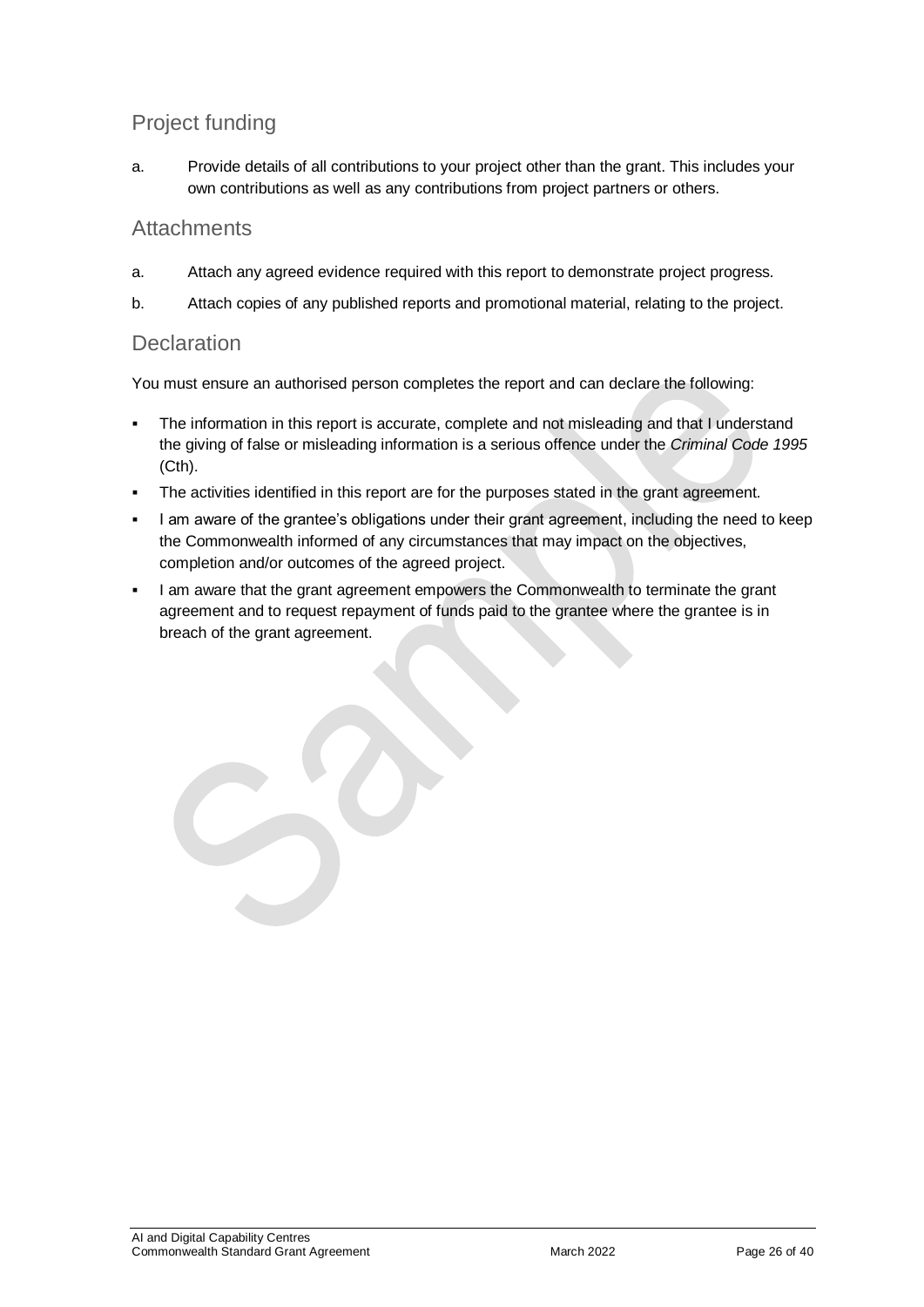## Project funding

a. Provide details of all contributions to your project other than the grant. This includes your own contributions as well as any contributions from project partners or others.

## Attachments

a. Attach any agreed evidence required with this report to demonstrate project progress.

b. Attach copies of any published reports and promotional material, relating to the project.

## Declaration

You must ensure an authorised person completes the report and can declare the following:

- The information in this report is accurate, complete and not misleading and that I understand the giving of false or misleading information is a serious offence under the *Criminal Code 1995* (Cth).
- The activities identified in this report are for the purposes stated in the grant agreement.
- I am aware of the grantee's obligations under their grant agreement, including the need to keep the Commonwealth informed of any circumstances that may impact on the objectives, completion and/or outcomes of the agreed project.
- I am aware that the grant agreement empowers the Commonwealth to terminate the grant agreement and to request repayment of funds paid to the grantee where the grantee is in breach of the grant agreement.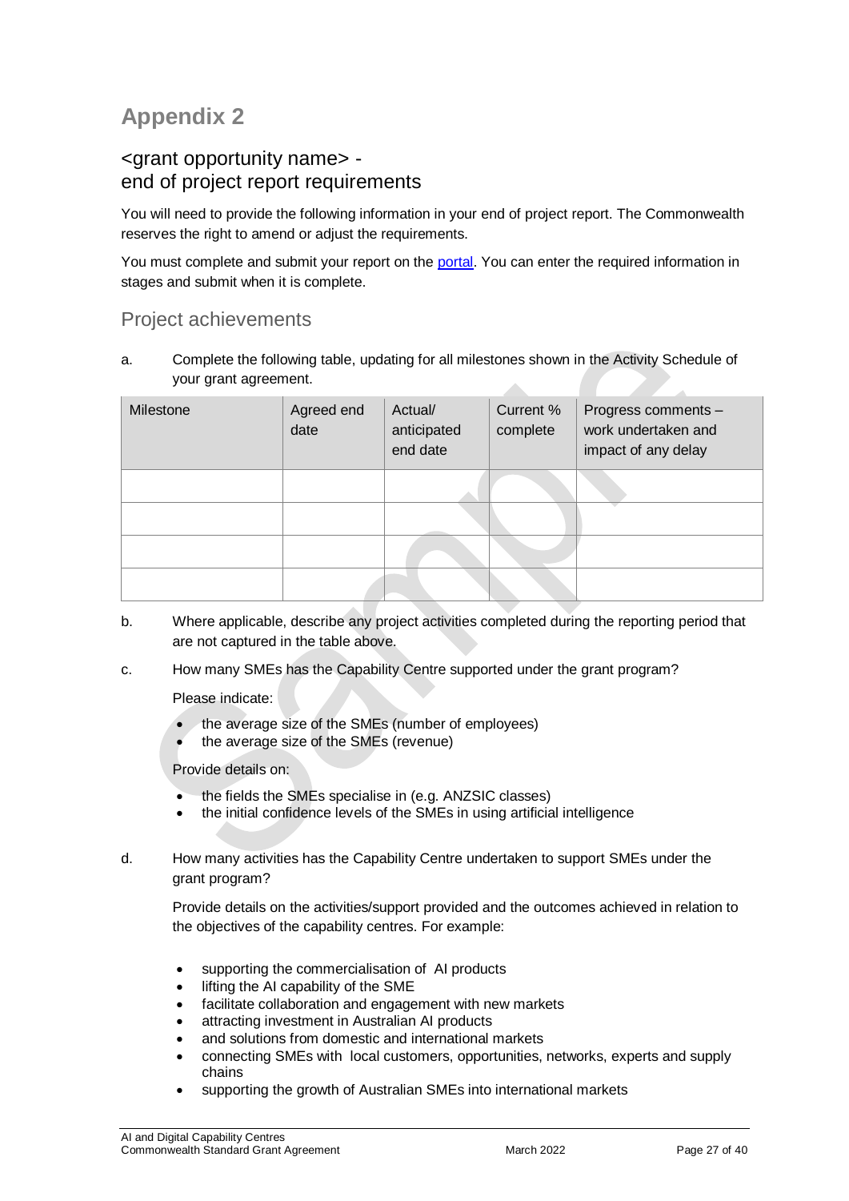# Appendix 2

## <grant opportunity name> - end of project report requirements

You will need to provide the following information in your end of project report. The Commonwealth reserves the right to amend or adjust the requirements.

You must complete and submit your report on the portal. You can enter the required information in stages and submit when it is complete.

## Project achievements

a. Complete the following table, updating for all milestones shown in the Activity Schedule of your grant agreement.

| Milestone | Agreed end date | Actual/ anticipated end date | Current % complete | Progress comments – work undertaken and impact of any delay |
|---|---|---|---|---|
| | | | | |
| | | | | |
| | | | | |
| | | | | |

b. Where applicable, describe any project activities completed during the reporting period that are not captured in the table above.

c. How many SMEs has the Capability Centre supported under the grant program?

Please indicate:

- the average size of the SMEs (number of employees)
- the average size of the SMEs (revenue)

Provide details on:

- the fields the SMEs specialise in (e.g. ANZSIC classes)
- the initial confidence levels of the SMEs in using artificial intelligence

d. How many activities has the Capability Centre undertaken to support SMEs under the grant program?

Provide details on the activities/support provided and the outcomes achieved in relation to the objectives of the capability centres. For example:

- supporting the commercialisation of AI products
- lifting the AI capability of the SME
- facilitate collaboration and engagement with new markets
- attracting investment in Australian AI products
- and solutions from domestic and international markets
- connecting SMEs with local customers, opportunities, networks, experts and supply chains
- supporting the growth of Australian SMEs into international markets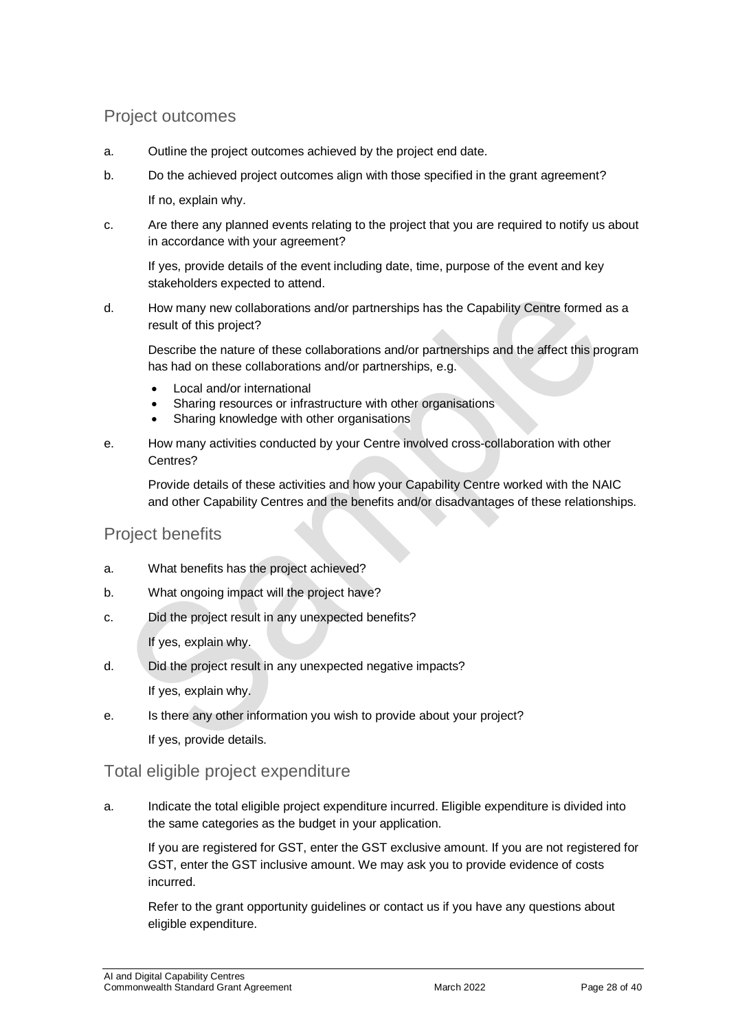## Project outcomes

a. Outline the project outcomes achieved by the project end date.

b. Do the achieved project outcomes align with those specified in the grant agreement?

   If no, explain why.

c. Are there any planned events relating to the project that you are required to notify us about in accordance with your agreement?

   If yes, provide details of the event including date, time, purpose of the event and key stakeholders expected to attend.

d. How many new collaborations and/or partnerships has the Capability Centre formed as a result of this project?

   Describe the nature of these collaborations and/or partnerships and the affect this program has had on these collaborations and/or partnerships, e.g.

   - Local and/or international
   - Sharing resources or infrastructure with other organisations
   - Sharing knowledge with other organisations

e. How many activities conducted by your Centre involved cross-collaboration with other Centres?

   Provide details of these activities and how your Capability Centre worked with the NAIC and other Capability Centres and the benefits and/or disadvantages of these relationships.

## Project benefits

a. What benefits has the project achieved?

b. What ongoing impact will the project have?

c. Did the project result in any unexpected benefits?

   If yes, explain why.

d. Did the project result in any unexpected negative impacts?

   If yes, explain why.

e. Is there any other information you wish to provide about your project?

   If yes, provide details.

## Total eligible project expenditure

a. Indicate the total eligible project expenditure incurred. Eligible expenditure is divided into the same categories as the budget in your application.

   If you are registered for GST, enter the GST exclusive amount. If you are not registered for GST, enter the GST inclusive amount. We may ask you to provide evidence of costs incurred.

   Refer to the grant opportunity guidelines or contact us if you have any questions about eligible expenditure.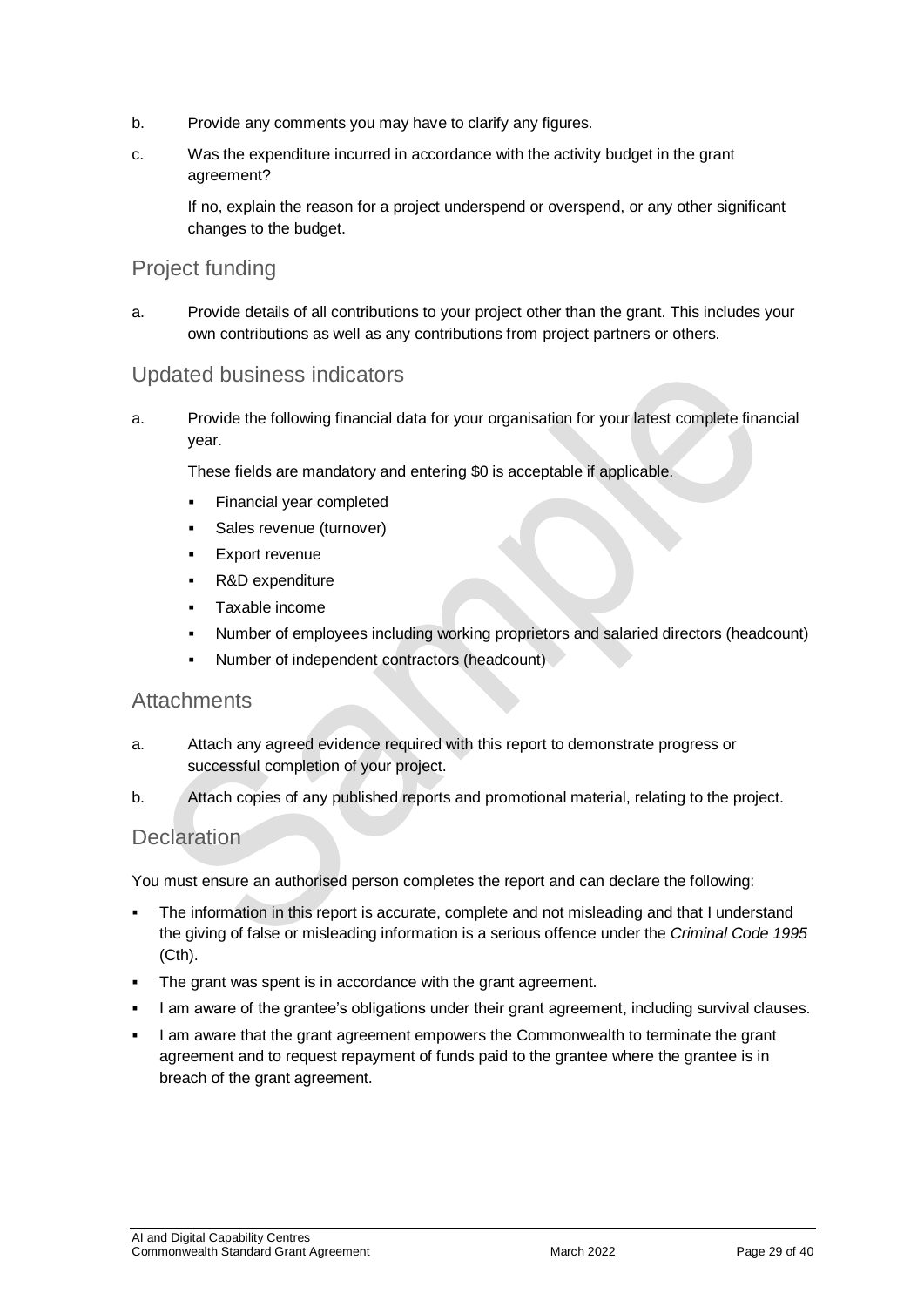b. Provide any comments you may have to clarify any figures.

c. Was the expenditure incurred in accordance with the activity budget in the grant agreement?

   If no, explain the reason for a project underspend or overspend, or any other significant changes to the budget.

## Project funding

a. Provide details of all contributions to your project other than the grant. This includes your own contributions as well as any contributions from project partners or others.

## Updated business indicators

a. Provide the following financial data for your organisation for your latest complete financial year.

   These fields are mandatory and entering $0 is acceptable if applicable.

   - Financial year completed
   - Sales revenue (turnover)
   - Export revenue
   - R&D expenditure
   - Taxable income
   - Number of employees including working proprietors and salaried directors (headcount)
   - Number of independent contractors (headcount)

## Attachments

a. Attach any agreed evidence required with this report to demonstrate progress or successful completion of your project.

b. Attach copies of any published reports and promotional material, relating to the project.

## Declaration

You must ensure an authorised person completes the report and can declare the following:

- The information in this report is accurate, complete and not misleading and that I understand the giving of false or misleading information is a serious offence under the *Criminal Code 1995* (Cth).
- The grant was spent is in accordance with the grant agreement.
- I am aware of the grantee's obligations under their grant agreement, including survival clauses.
- I am aware that the grant agreement empowers the Commonwealth to terminate the grant agreement and to request repayment of funds paid to the grantee where the grantee is in breach of the grant agreement.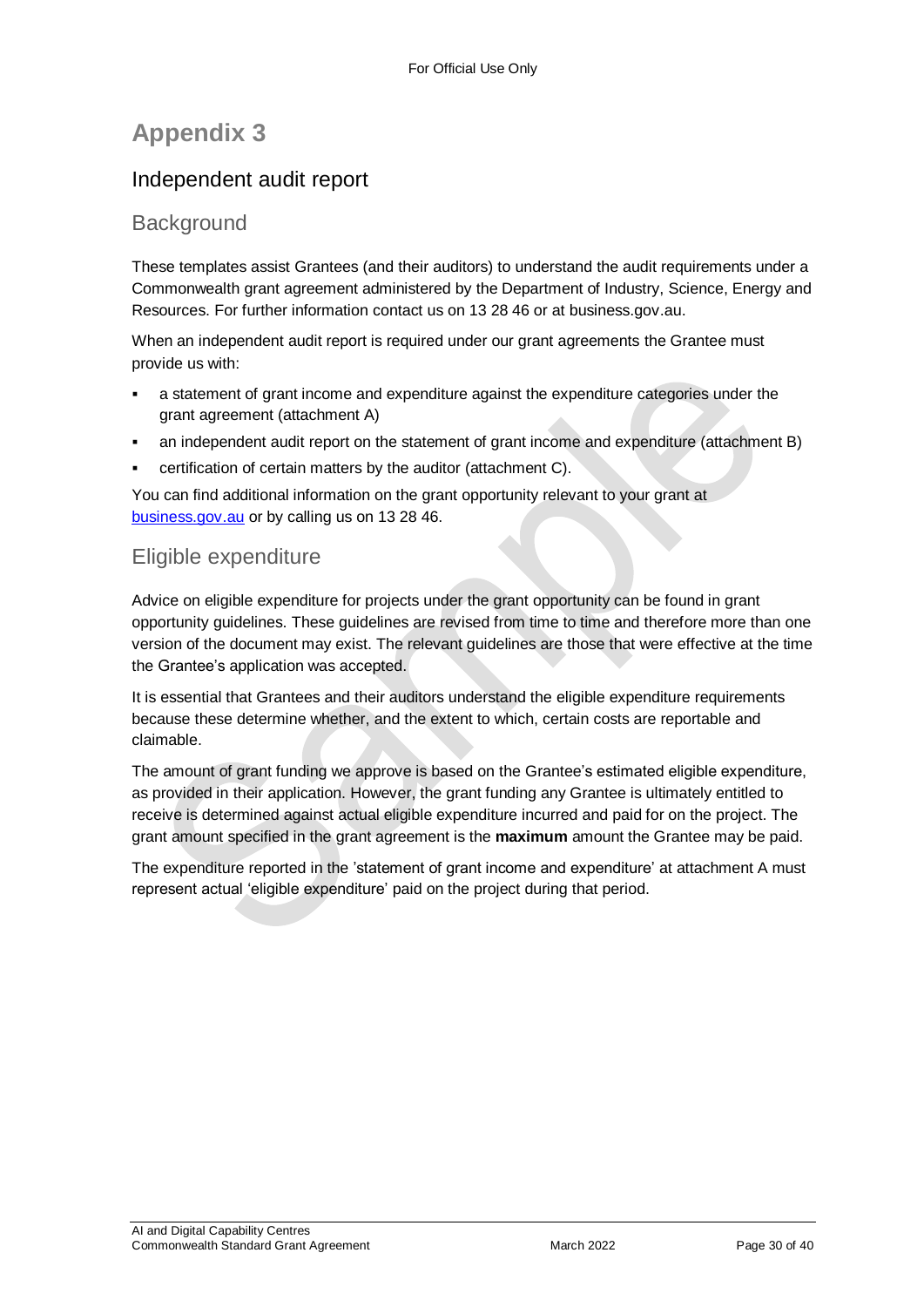# Appendix 3

## Independent audit report

### Background

These templates assist Grantees (and their auditors) to understand the audit requirements under a Commonwealth grant agreement administered by the Department of Industry, Science, Energy and Resources. For further information contact us on 13 28 46 or at business.gov.au.

When an independent audit report is required under our grant agreements the Grantee must provide us with:

- a statement of grant income and expenditure against the expenditure categories under the grant agreement (attachment A)
- an independent audit report on the statement of grant income and expenditure (attachment B)
- certification of certain matters by the auditor (attachment C).

You can find additional information on the grant opportunity relevant to your grant at [business.gov.au](business.gov.au) or by calling us on 13 28 46.

### Eligible expenditure

Advice on eligible expenditure for projects under the grant opportunity can be found in grant opportunity guidelines. These guidelines are revised from time to time and therefore more than one version of the document may exist. The relevant guidelines are those that were effective at the time the Grantee's application was accepted.

It is essential that Grantees and their auditors understand the eligible expenditure requirements because these determine whether, and the extent to which, certain costs are reportable and claimable.

The amount of grant funding we approve is based on the Grantee's estimated eligible expenditure, as provided in their application. However, the grant funding any Grantee is ultimately entitled to receive is determined against actual eligible expenditure incurred and paid for on the project. The grant amount specified in the grant agreement is the **maximum** amount the Grantee may be paid.

The expenditure reported in the 'statement of grant income and expenditure' at attachment A must represent actual 'eligible expenditure' paid on the project during that period.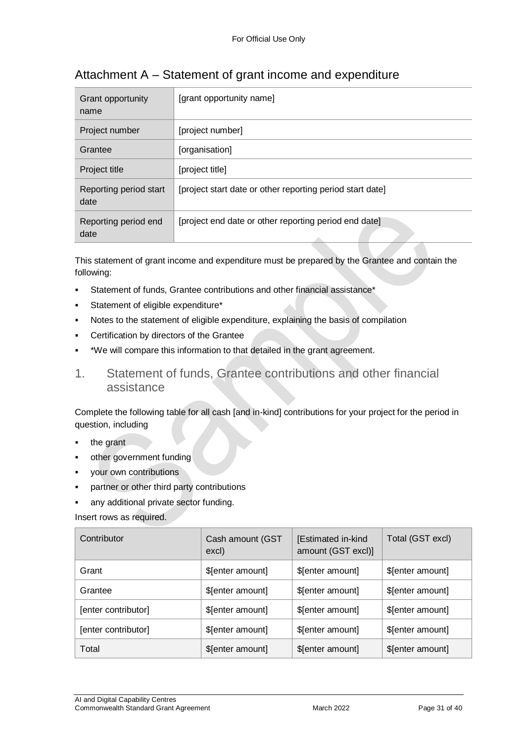## Attachment A – Statement of grant income and expenditure

| Grant opportunity name | [grant opportunity name] |
|---|---|
| Project number | [project number] |
| Grantee | [organisation] |
| Project title | [project title] |
| Reporting period start date | [project start date or other reporting period start date] |
| Reporting period end date | [project end date or other reporting period end date] |

This statement of grant income and expenditure must be prepared by the Grantee and contain the following:

- Statement of funds, Grantee contributions and other financial assistance*
- Statement of eligible expenditure*
- Notes to the statement of eligible expenditure, explaining the basis of compilation
- Certification by directors of the Grantee
- *We will compare this information to that detailed in the grant agreement.

### 1. Statement of funds, Grantee contributions and other financial assistance

Complete the following table for all cash [and in-kind] contributions for your project for the period in question, including

- the grant
- other government funding
- your own contributions
- partner or other third party contributions
- any additional private sector funding.

Insert rows as required.

| Contributor | Cash amount (GST excl) | [Estimated in-kind amount (GST excl)] | Total (GST excl) |
|---|---|---|---|
| Grant | $[enter amount] | $[enter amount] | $[enter amount] |
| Grantee | $[enter amount] | $[enter amount] | $[enter amount] |
| [enter contributor] | $[enter amount] | $[enter amount] | $[enter amount] |
| [enter contributor] | $[enter amount] | $[enter amount] | $[enter amount] |
| Total | $[enter amount] | $[enter amount] | $[enter amount] |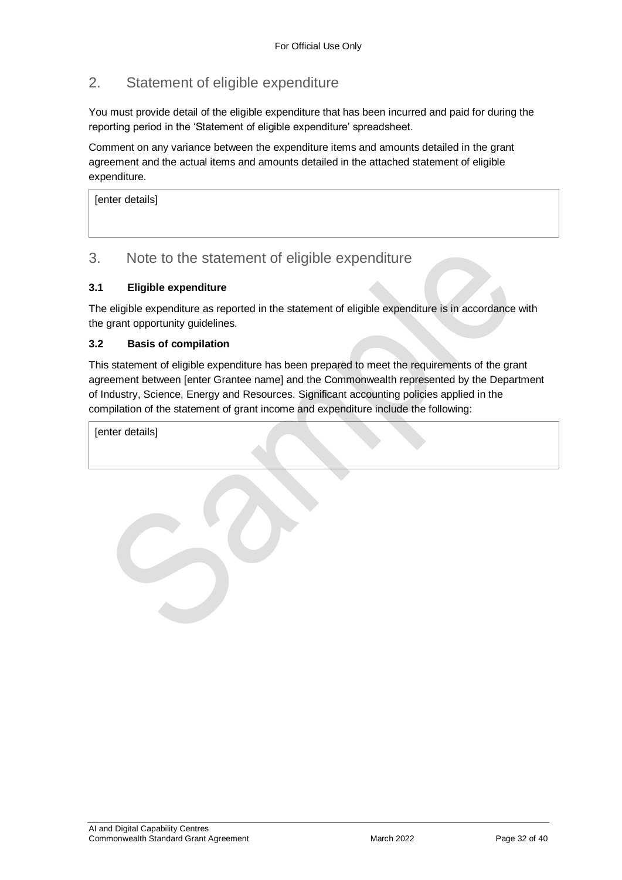## 2. Statement of eligible expenditure

You must provide detail of the eligible expenditure that has been incurred and paid for during the reporting period in the 'Statement of eligible expenditure' spreadsheet.

Comment on any variance between the expenditure items and amounts detailed in the grant agreement and the actual items and amounts detailed in the attached statement of eligible expenditure.

| [enter details] |
|---|

## 3. Note to the statement of eligible expenditure

### 3.1 Eligible expenditure

The eligible expenditure as reported in the statement of eligible expenditure is in accordance with the grant opportunity guidelines.

### 3.2 Basis of compilation

This statement of eligible expenditure has been prepared to meet the requirements of the grant agreement between [enter Grantee name] and the Commonwealth represented by the Department of Industry, Science, Energy and Resources. Significant accounting policies applied in the compilation of the statement of grant income and expenditure include the following:

| [enter details] |
|---|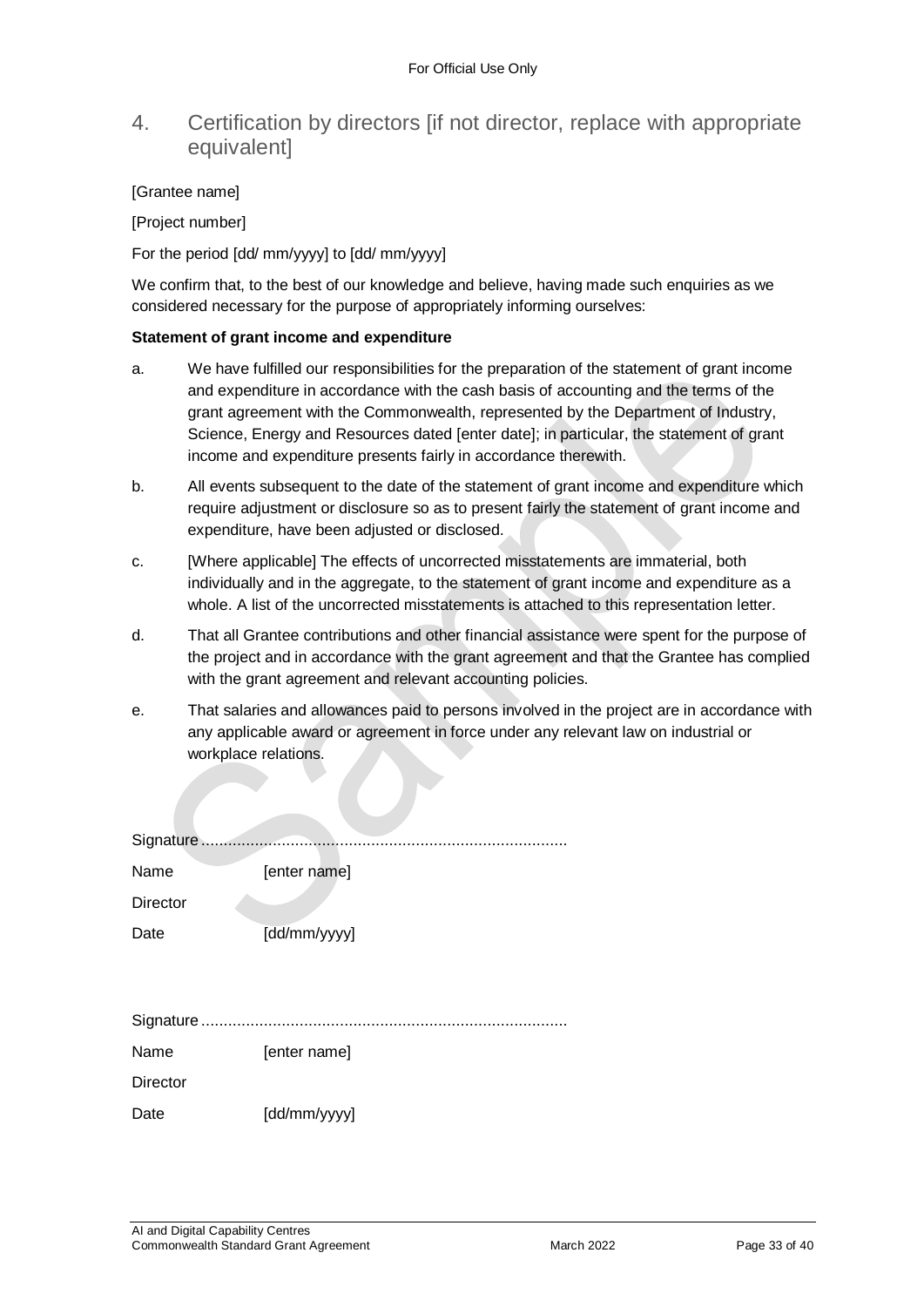## 4. Certification by directors [if not director, replace with appropriate equivalent]

[Grantee name]

[Project number]

For the period [dd/ mm/yyyy] to [dd/ mm/yyyy]

We confirm that, to the best of our knowledge and believe, having made such enquiries as we considered necessary for the purpose of appropriately informing ourselves:

**Statement of grant income and expenditure**

a. We have fulfilled our responsibilities for the preparation of the statement of grant income and expenditure in accordance with the cash basis of accounting and the terms of the grant agreement with the Commonwealth, represented by the Department of Industry, Science, Energy and Resources dated [enter date]; in particular, the statement of grant income and expenditure presents fairly in accordance therewith.

b. All events subsequent to the date of the statement of grant income and expenditure which require adjustment or disclosure so as to present fairly the statement of grant income and expenditure, have been adjusted or disclosed.

c. [Where applicable] The effects of uncorrected misstatements are immaterial, both individually and in the aggregate, to the statement of grant income and expenditure as a whole. A list of the uncorrected misstatements is attached to this representation letter.

d. That all Grantee contributions and other financial assistance were spent for the purpose of the project and in accordance with the grant agreement and that the Grantee has complied with the grant agreement and relevant accounting policies.

e. That salaries and allowances paid to persons involved in the project are in accordance with any applicable award or agreement in force under any relevant law on industrial or workplace relations.

Signature .................................................................................

Name [enter name]

Director

Date [dd/mm/yyyy]

Signature .................................................................................

Name [enter name]

Director

Date [dd/mm/yyyy]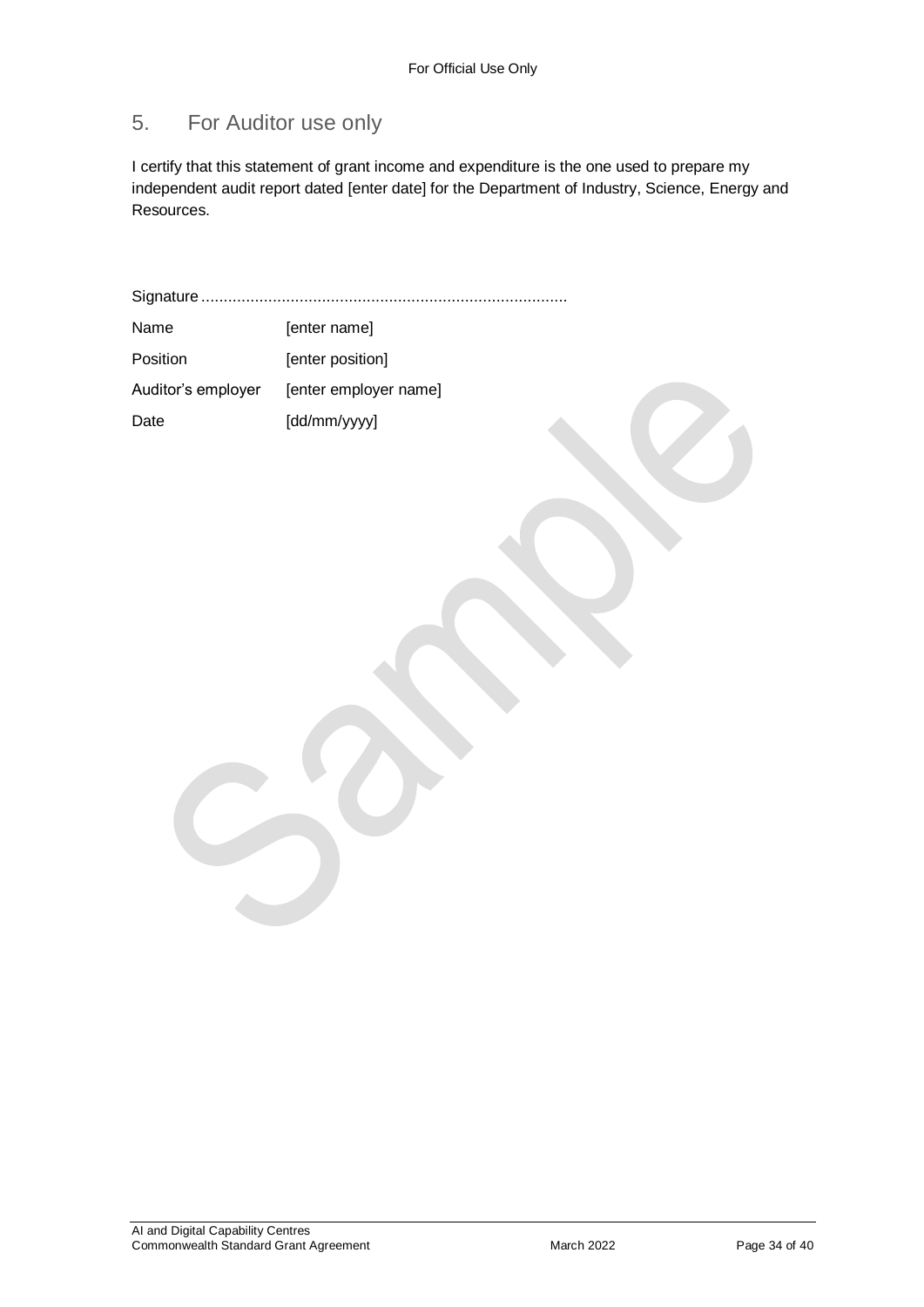## 5. For Auditor use only

I certify that this statement of grant income and expenditure is the one used to prepare my independent audit report dated [enter date] for the Department of Industry, Science, Energy and Resources.

Signature .................................................................................

| | |
|---|---|
| Name | [enter name] |
| Position | [enter position] |
| Auditor's employer | [enter employer name] |
| Date | [dd/mm/yyyy] |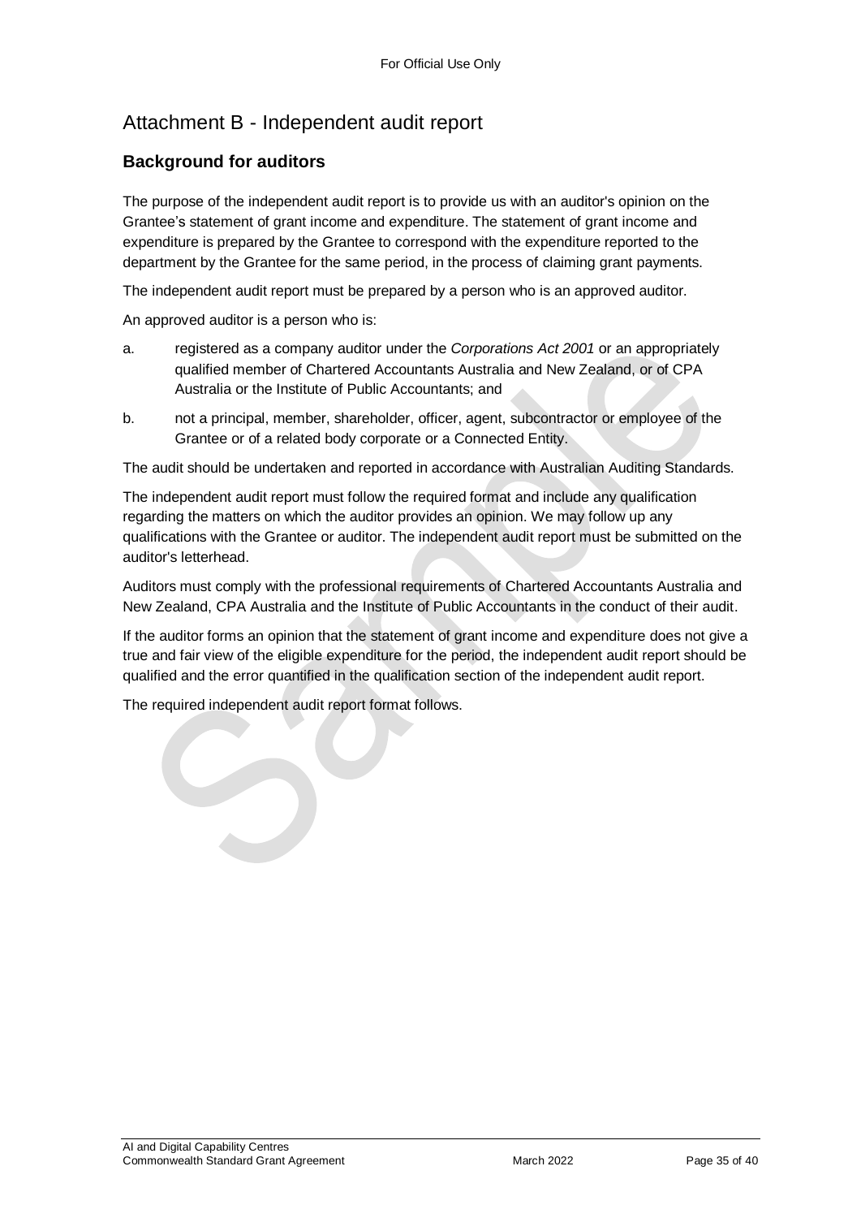# Attachment B - Independent audit report

## Background for auditors

The purpose of the independent audit report is to provide us with an auditor's opinion on the Grantee's statement of grant income and expenditure. The statement of grant income and expenditure is prepared by the Grantee to correspond with the expenditure reported to the department by the Grantee for the same period, in the process of claiming grant payments.

The independent audit report must be prepared by a person who is an approved auditor.

An approved auditor is a person who is:

a. registered as a company auditor under the *Corporations Act 2001* or an appropriately qualified member of Chartered Accountants Australia and New Zealand, or of CPA Australia or the Institute of Public Accountants; and

b. not a principal, member, shareholder, officer, agent, subcontractor or employee of the Grantee or of a related body corporate or a Connected Entity.

The audit should be undertaken and reported in accordance with Australian Auditing Standards.

The independent audit report must follow the required format and include any qualification regarding the matters on which the auditor provides an opinion. We may follow up any qualifications with the Grantee or auditor. The independent audit report must be submitted on the auditor's letterhead.

Auditors must comply with the professional requirements of Chartered Accountants Australia and New Zealand, CPA Australia and the Institute of Public Accountants in the conduct of their audit.

If the auditor forms an opinion that the statement of grant income and expenditure does not give a true and fair view of the eligible expenditure for the period, the independent audit report should be qualified and the error quantified in the qualification section of the independent audit report.

The required independent audit report format follows.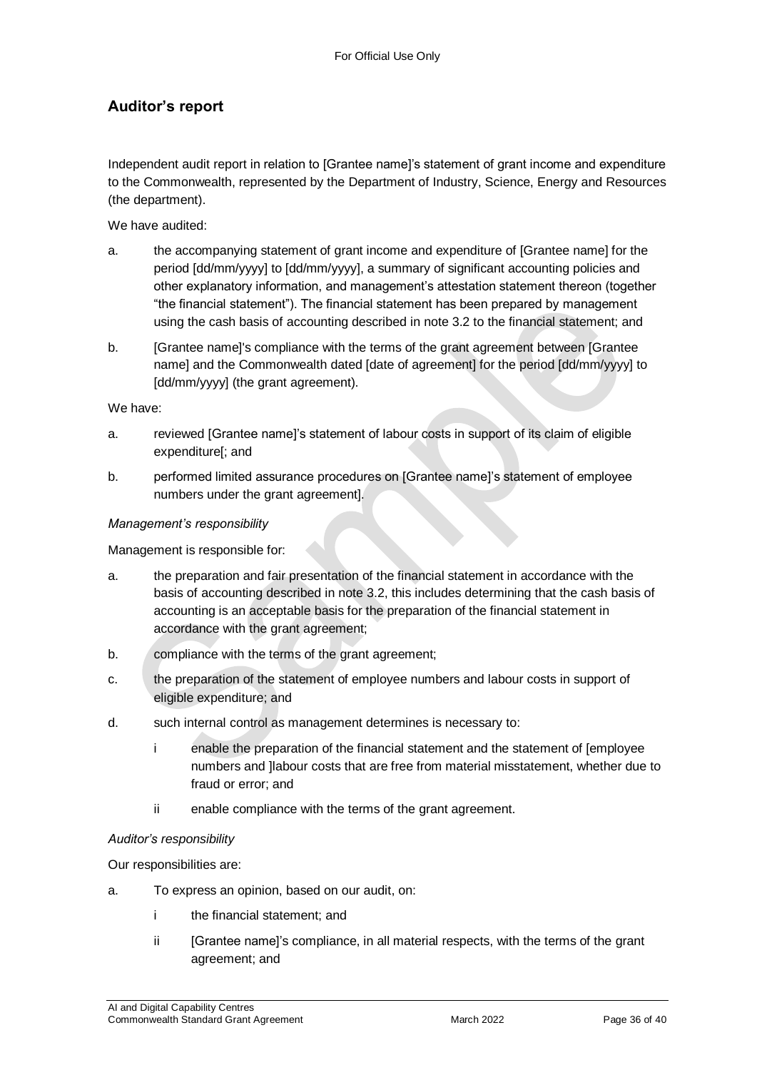## Auditor's report

Independent audit report in relation to [Grantee name]'s statement of grant income and expenditure to the Commonwealth, represented by the Department of Industry, Science, Energy and Resources (the department).

We have audited:

a. the accompanying statement of grant income and expenditure of [Grantee name] for the period [dd/mm/yyyy] to [dd/mm/yyyy], a summary of significant accounting policies and other explanatory information, and management's attestation statement thereon (together "the financial statement"). The financial statement has been prepared by management using the cash basis of accounting described in note 3.2 to the financial statement; and

b. [Grantee name]'s compliance with the terms of the grant agreement between [Grantee name] and the Commonwealth dated [date of agreement] for the period [dd/mm/yyyy] to [dd/mm/yyyy] (the grant agreement).

We have:

a. reviewed [Grantee name]'s statement of labour costs in support of its claim of eligible expenditure[; and

b. performed limited assurance procedures on [Grantee name]'s statement of employee numbers under the grant agreement].

*Management's responsibility*

Management is responsible for:

a. the preparation and fair presentation of the financial statement in accordance with the basis of accounting described in note 3.2, this includes determining that the cash basis of accounting is an acceptable basis for the preparation of the financial statement in accordance with the grant agreement;

b. compliance with the terms of the grant agreement;

c. the preparation of the statement of employee numbers and labour costs in support of eligible expenditure; and

d. such internal control as management determines is necessary to:

   i enable the preparation of the financial statement and the statement of [employee numbers and ]labour costs that are free from material misstatement, whether due to fraud or error; and

   ii enable compliance with the terms of the grant agreement.

*Auditor's responsibility*

Our responsibilities are:

a. To express an opinion, based on our audit, on:

   i the financial statement; and

   ii [Grantee name]'s compliance, in all material respects, with the terms of the grant agreement; and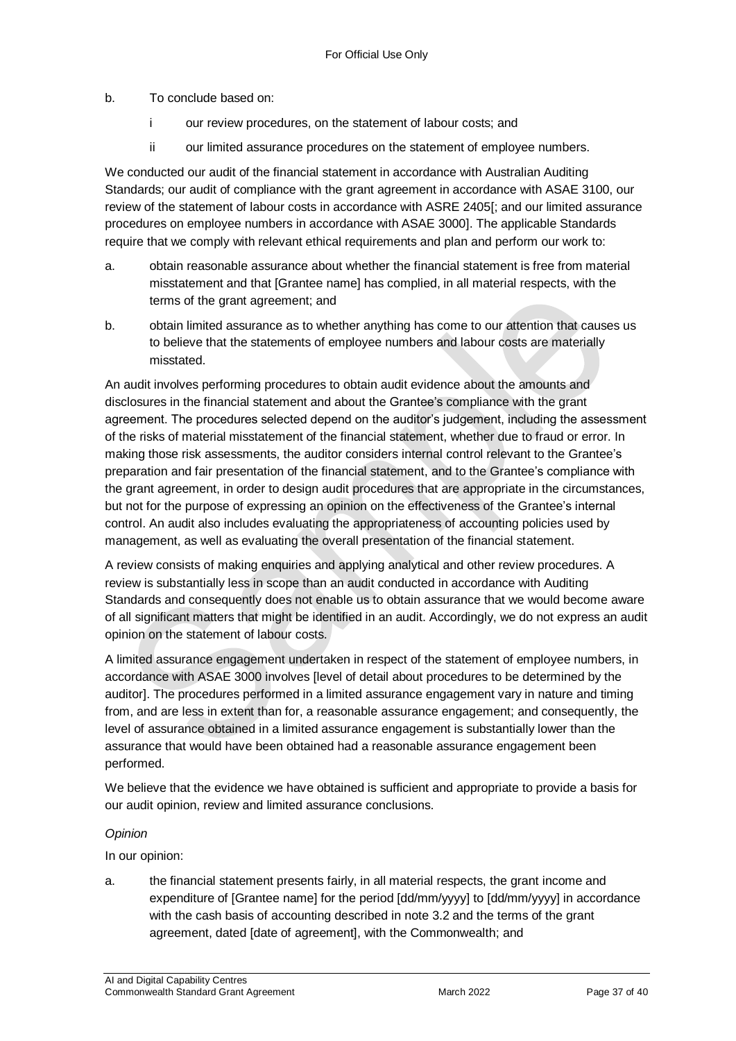b. To conclude based on:

   i our review procedures, on the statement of labour costs; and

   ii our limited assurance procedures on the statement of employee numbers.

We conducted our audit of the financial statement in accordance with Australian Auditing Standards; our audit of compliance with the grant agreement in accordance with ASAE 3100, our review of the statement of labour costs in accordance with ASRE 2405[; and our limited assurance procedures on employee numbers in accordance with ASAE 3000]. The applicable Standards require that we comply with relevant ethical requirements and plan and perform our work to:

a. obtain reasonable assurance about whether the financial statement is free from material misstatement and that [Grantee name] has complied, in all material respects, with the terms of the grant agreement; and

b. obtain limited assurance as to whether anything has come to our attention that causes us to believe that the statements of employee numbers and labour costs are materially misstated.

An audit involves performing procedures to obtain audit evidence about the amounts and disclosures in the financial statement and about the Grantee's compliance with the grant agreement. The procedures selected depend on the auditor's judgement, including the assessment of the risks of material misstatement of the financial statement, whether due to fraud or error. In making those risk assessments, the auditor considers internal control relevant to the Grantee's preparation and fair presentation of the financial statement, and to the Grantee's compliance with the grant agreement, in order to design audit procedures that are appropriate in the circumstances, but not for the purpose of expressing an opinion on the effectiveness of the Grantee's internal control. An audit also includes evaluating the appropriateness of accounting policies used by management, as well as evaluating the overall presentation of the financial statement.

A review consists of making enquiries and applying analytical and other review procedures. A review is substantially less in scope than an audit conducted in accordance with Auditing Standards and consequently does not enable us to obtain assurance that we would become aware of all significant matters that might be identified in an audit. Accordingly, we do not express an audit opinion on the statement of labour costs.

A limited assurance engagement undertaken in respect of the statement of employee numbers, in accordance with ASAE 3000 involves [level of detail about procedures to be determined by the auditor]. The procedures performed in a limited assurance engagement vary in nature and timing from, and are less in extent than for, a reasonable assurance engagement; and consequently, the level of assurance obtained in a limited assurance engagement is substantially lower than the assurance that would have been obtained had a reasonable assurance engagement been performed.

We believe that the evidence we have obtained is sufficient and appropriate to provide a basis for our audit opinion, review and limited assurance conclusions.

*Opinion*

In our opinion:

a. the financial statement presents fairly, in all material respects, the grant income and expenditure of [Grantee name] for the period [dd/mm/yyyy] to [dd/mm/yyyy] in accordance with the cash basis of accounting described in note 3.2 and the terms of the grant agreement, dated [date of agreement], with the Commonwealth; and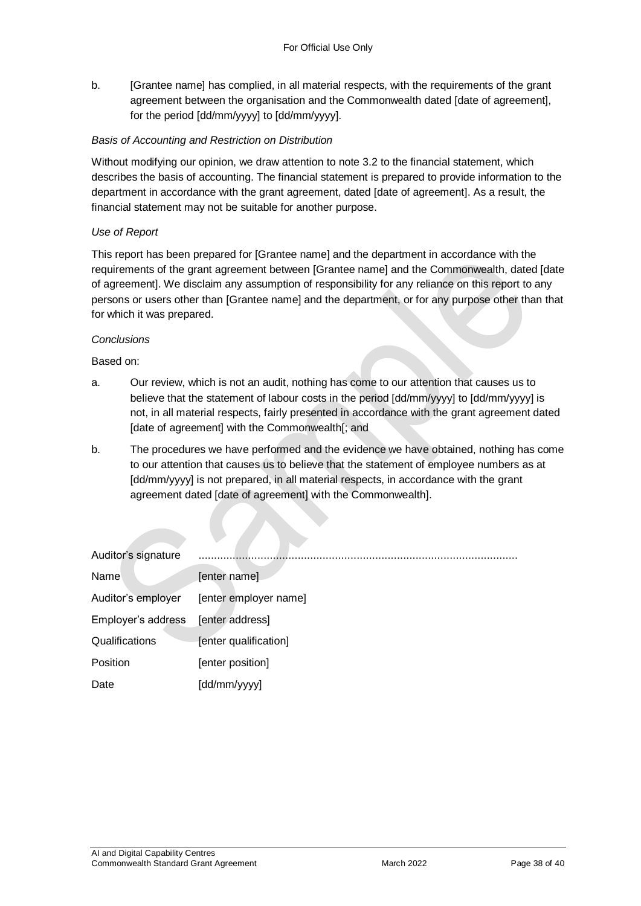b. [Grantee name] has complied, in all material respects, with the requirements of the grant agreement between the organisation and the Commonwealth dated [date of agreement], for the period [dd/mm/yyyy] to [dd/mm/yyyy].

*Basis of Accounting and Restriction on Distribution*

Without modifying our opinion, we draw attention to note 3.2 to the financial statement, which describes the basis of accounting. The financial statement is prepared to provide information to the department in accordance with the grant agreement, dated [date of agreement]. As a result, the financial statement may not be suitable for another purpose.

*Use of Report*

This report has been prepared for [Grantee name] and the department in accordance with the requirements of the grant agreement between [Grantee name] and the Commonwealth, dated [date of agreement]. We disclaim any assumption of responsibility for any reliance on this report to any persons or users other than [Grantee name] and the department, or for any purpose other than that for which it was prepared.

*Conclusions*

Based on:

a. Our review, which is not an audit, nothing has come to our attention that causes us to believe that the statement of labour costs in the period [dd/mm/yyyy] to [dd/mm/yyyy] is not, in all material respects, fairly presented in accordance with the grant agreement dated [date of agreement] with the Commonwealth[; and

b. The procedures we have performed and the evidence we have obtained, nothing has come to our attention that causes us to believe that the statement of employee numbers as at [dd/mm/yyyy] is not prepared, in all material respects, in accordance with the grant agreement dated [date of agreement] with the Commonwealth].

| | |
|---|---|
| Auditor's signature | ........................................................................................................ |
| Name | [enter name] |
| Auditor's employer | [enter employer name] |
| Employer's address | [enter address] |
| Qualifications | [enter qualification] |
| Position | [enter position] |
| Date | [dd/mm/yyyy] |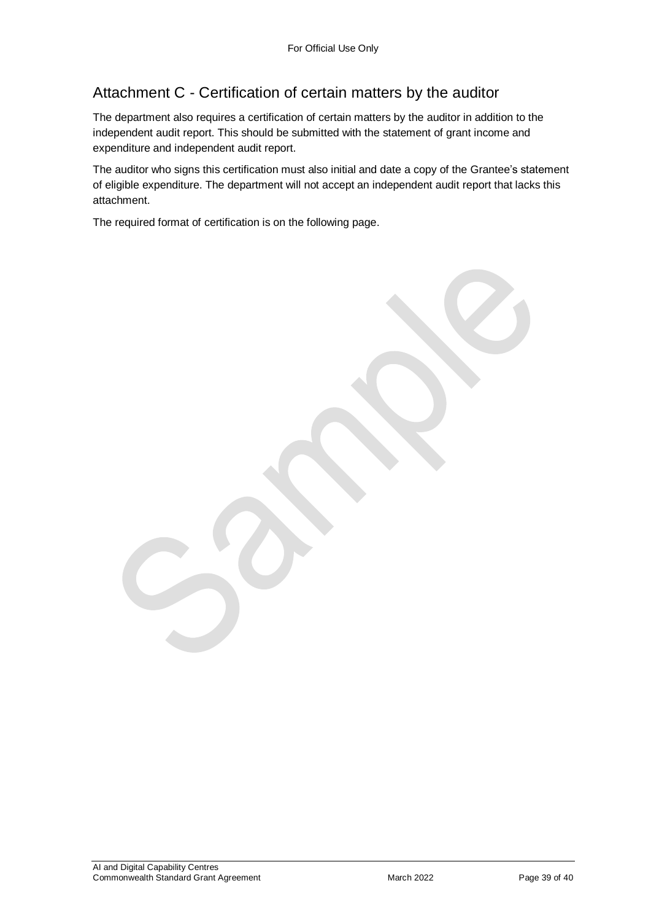## Attachment C - Certification of certain matters by the auditor

The department also requires a certification of certain matters by the auditor in addition to the independent audit report. This should be submitted with the statement of grant income and expenditure and independent audit report.

The auditor who signs this certification must also initial and date a copy of the Grantee's statement of eligible expenditure. The department will not accept an independent audit report that lacks this attachment.

The required format of certification is on the following page.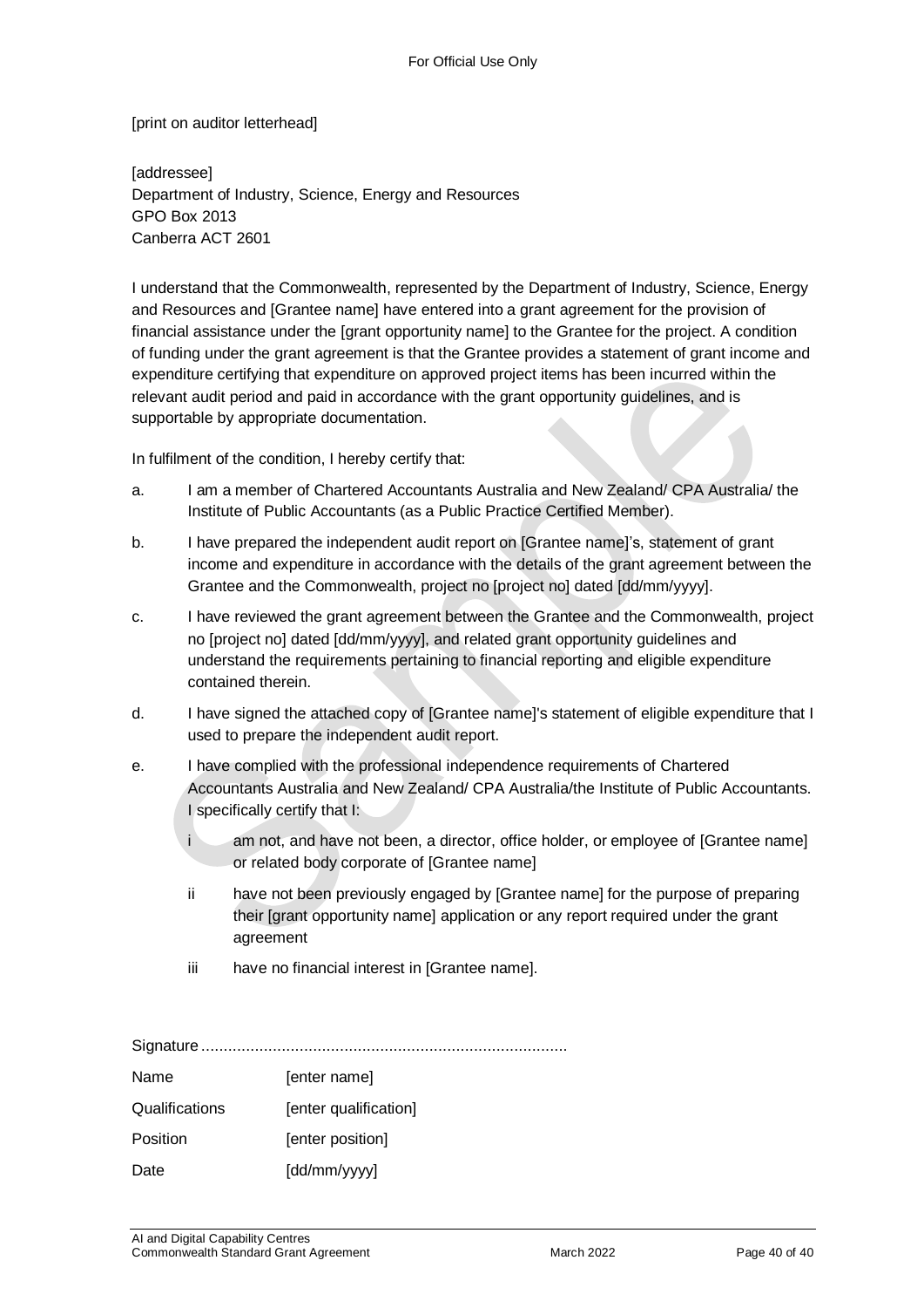[print on auditor letterhead]

[addressee]
Department of Industry, Science, Energy and Resources
GPO Box 2013
Canberra ACT 2601

I understand that the Commonwealth, represented by the Department of Industry, Science, Energy and Resources and [Grantee name] have entered into a grant agreement for the provision of financial assistance under the [grant opportunity name] to the Grantee for the project. A condition of funding under the grant agreement is that the Grantee provides a statement of grant income and expenditure certifying that expenditure on approved project items has been incurred within the relevant audit period and paid in accordance with the grant opportunity guidelines, and is supportable by appropriate documentation.

In fulfilment of the condition, I hereby certify that:

a. I am a member of Chartered Accountants Australia and New Zealand/ CPA Australia/ the Institute of Public Accountants (as a Public Practice Certified Member).

b. I have prepared the independent audit report on [Grantee name]'s, statement of grant income and expenditure in accordance with the details of the grant agreement between the Grantee and the Commonwealth, project no [project no] dated [dd/mm/yyyy].

c. I have reviewed the grant agreement between the Grantee and the Commonwealth, project no [project no] dated [dd/mm/yyyy], and related grant opportunity guidelines and understand the requirements pertaining to financial reporting and eligible expenditure contained therein.

d. I have signed the attached copy of [Grantee name]'s statement of eligible expenditure that I used to prepare the independent audit report.

e. I have complied with the professional independence requirements of Chartered Accountants Australia and New Zealand/ CPA Australia/the Institute of Public Accountants. I specifically certify that I:

   i am not, and have not been, a director, office holder, or employee of [Grantee name] or related body corporate of [Grantee name]

   ii have not been previously engaged by [Grantee name] for the purpose of preparing their [grant opportunity name] application or any report required under the grant agreement

   iii have no financial interest in [Grantee name].

Signature ..................................................................................

| | |
|---|---|
| Name | [enter name] |
| Qualifications | [enter qualification] |
| Position | [enter position] |
| Date | [dd/mm/yyyy] |